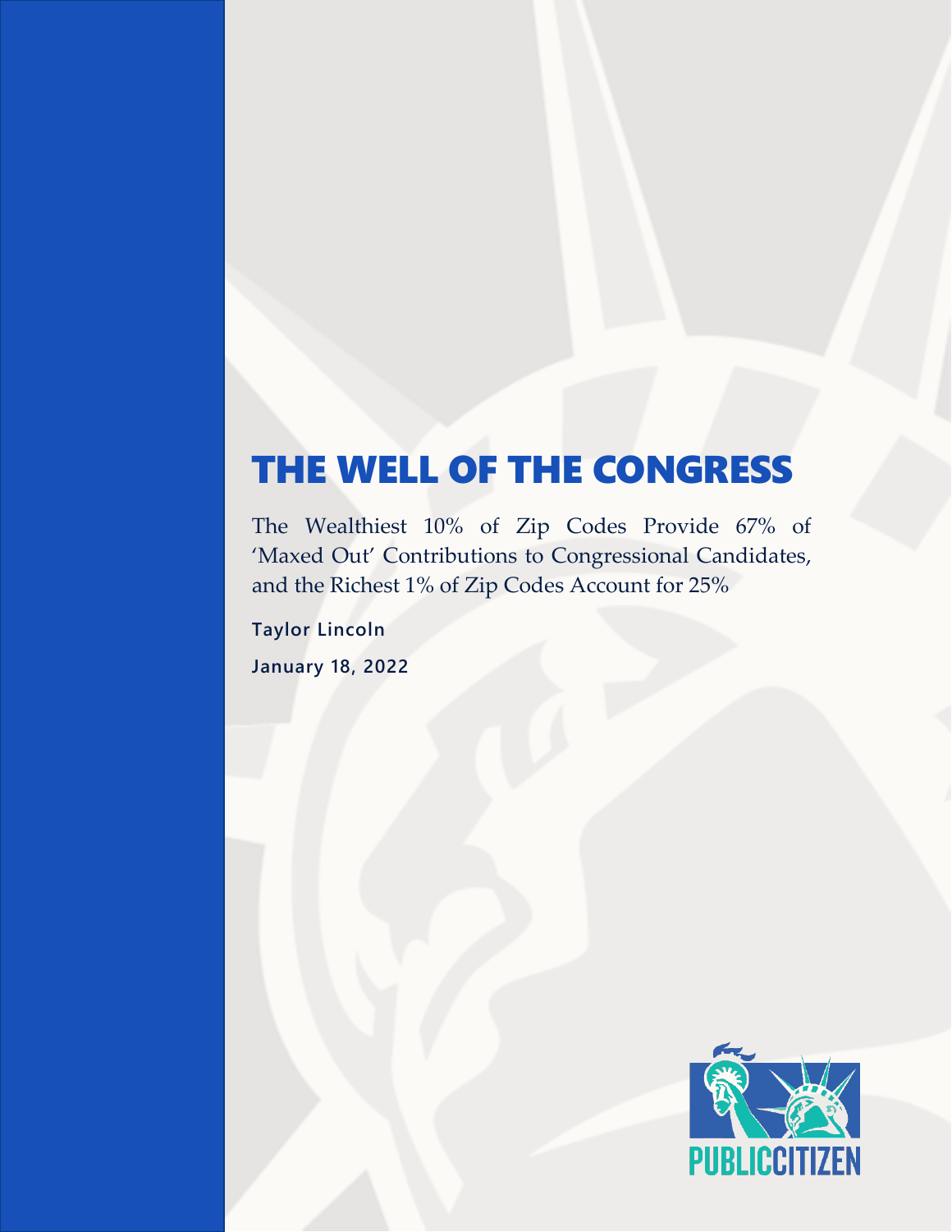# THE WELL OF THE CONGRESS

The Wealthiest 10% of Zip Codes Provide 67% of 'Maxed Out' Contributions to Congressional Candidates, and the Richest 1% of Zip Codes Account for 25%

**Taylor Lincoln**

**January 18, 2022**

PUBLIC CITIZEN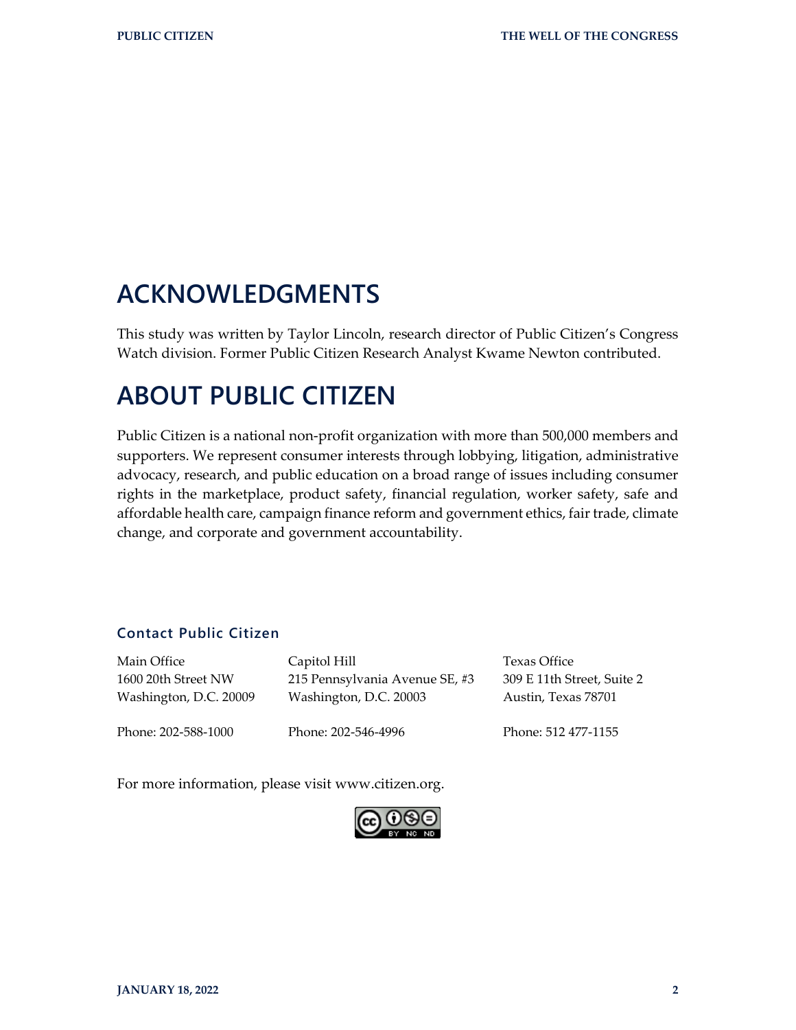## ACKNOWLEDGMENTS

This study was written by Taylor Lincoln, research director of Public Citizen's Congress Watch division. Former Public Citizen Research Analyst Kwame Newton contributed.

## ABOUT PUBLIC CITIZEN

Public Citizen is a national non-profit organization with more than 500,000 members and supporters. We represent consumer interests through lobbying, litigation, administrative advocacy, research, and public education on a broad range of issues including consumer rights in the marketplace, product safety, financial regulation, worker safety, safe and affordable health care, campaign finance reform and government ethics, fair trade, climate change, and corporate and government accountability.

### Contact Public Citizen

Main Office
1600 20th Street NW
Washington, D.C. 20009

Phone: 202-588-1000

Capitol Hill
215 Pennsylvania Avenue SE, #3
Washington, D.C. 20003

Phone: 202-546-4996

Texas Office
309 E 11th Street, Suite 2
Austin, Texas 78701

Phone: 512 477-1155

For more information, please visit www.citizen.org.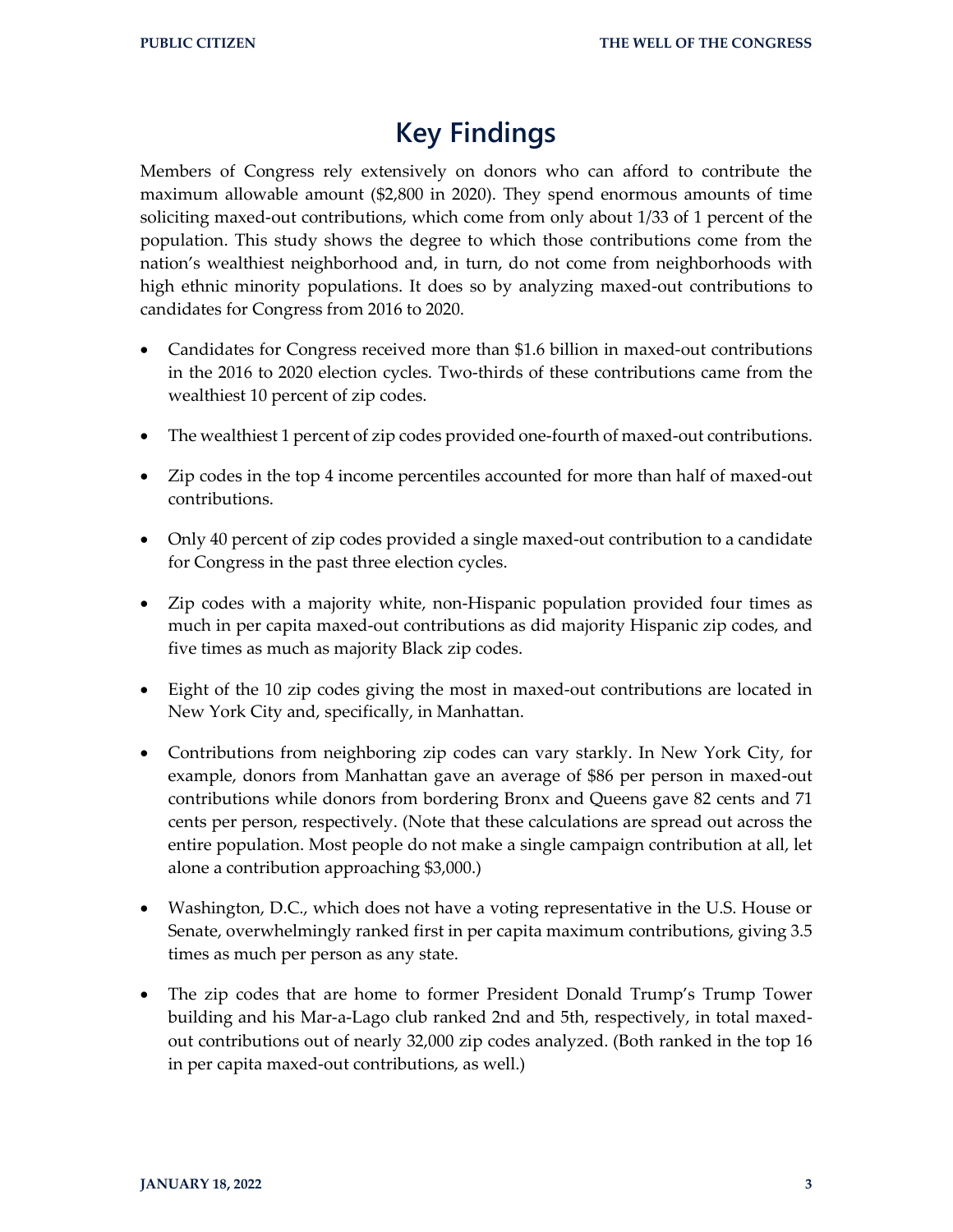# Key Findings

Members of Congress rely extensively on donors who can afford to contribute the maximum allowable amount ($2,800 in 2020). They spend enormous amounts of time soliciting maxed-out contributions, which come from only about 1/33 of 1 percent of the population. This study shows the degree to which those contributions come from the nation's wealthiest neighborhood and, in turn, do not come from neighborhoods with high ethnic minority populations. It does so by analyzing maxed-out contributions to candidates for Congress from 2016 to 2020.

- Candidates for Congress received more than $1.6 billion in maxed-out contributions in the 2016 to 2020 election cycles. Two-thirds of these contributions came from the wealthiest 10 percent of zip codes.
- The wealthiest 1 percent of zip codes provided one-fourth of maxed-out contributions.
- Zip codes in the top 4 income percentiles accounted for more than half of maxed-out contributions.
- Only 40 percent of zip codes provided a single maxed-out contribution to a candidate for Congress in the past three election cycles.
- Zip codes with a majority white, non-Hispanic population provided four times as much in per capita maxed-out contributions as did majority Hispanic zip codes, and five times as much as majority Black zip codes.
- Eight of the 10 zip codes giving the most in maxed-out contributions are located in New York City and, specifically, in Manhattan.
- Contributions from neighboring zip codes can vary starkly. In New York City, for example, donors from Manhattan gave an average of $86 per person in maxed-out contributions while donors from bordering Bronx and Queens gave 82 cents and 71 cents per person, respectively. (Note that these calculations are spread out across the entire population. Most people do not make a single campaign contribution at all, let alone a contribution approaching $3,000.)
- Washington, D.C., which does not have a voting representative in the U.S. House or Senate, overwhelmingly ranked first in per capita maximum contributions, giving 3.5 times as much per person as any state.
- The zip codes that are home to former President Donald Trump's Trump Tower building and his Mar-a-Lago club ranked 2nd and 5th, respectively, in total maxed-out contributions out of nearly 32,000 zip codes analyzed. (Both ranked in the top 16 in per capita maxed-out contributions, as well.)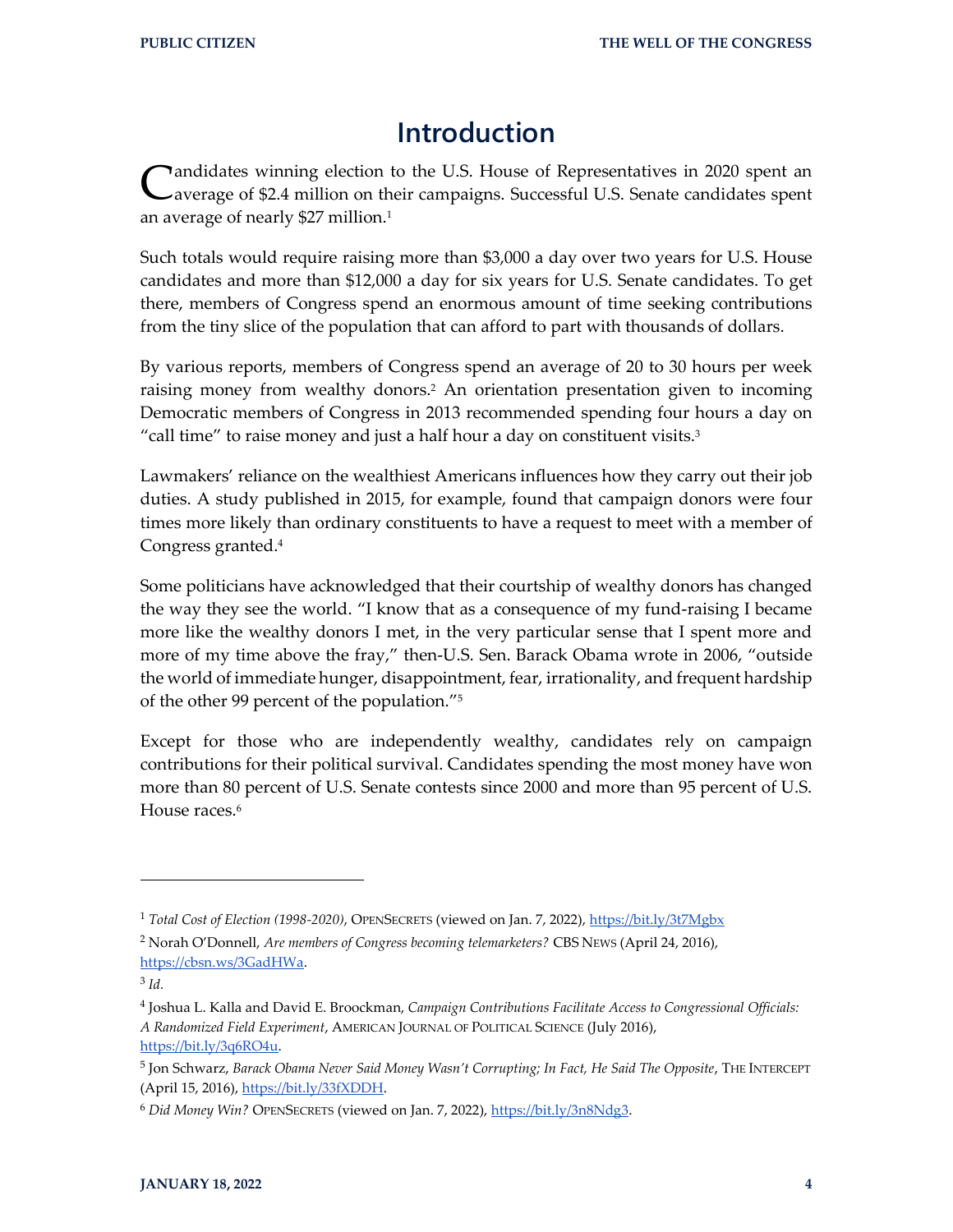# Introduction

Candidates winning election to the U.S. House of Representatives in 2020 spent an average of $2.4 million on their campaigns. Successful U.S. Senate candidates spent an average of nearly $27 million.[1]

Such totals would require raising more than $3,000 a day over two years for U.S. House candidates and more than $12,000 a day for six years for U.S. Senate candidates. To get there, members of Congress spend an enormous amount of time seeking contributions from the tiny slice of the population that can afford to part with thousands of dollars.

By various reports, members of Congress spend an average of 20 to 30 hours per week raising money from wealthy donors.[2] An orientation presentation given to incoming Democratic members of Congress in 2013 recommended spending four hours a day on "call time" to raise money and just a half hour a day on constituent visits.[3]

Lawmakers' reliance on the wealthiest Americans influences how they carry out their job duties. A study published in 2015, for example, found that campaign donors were four times more likely than ordinary constituents to have a request to meet with a member of Congress granted.[4]

Some politicians have acknowledged that their courtship of wealthy donors has changed the way they see the world. "I know that as a consequence of my fund-raising I became more like the wealthy donors I met, in the very particular sense that I spent more and more of my time above the fray," then-U.S. Sen. Barack Obama wrote in 2006, "outside the world of immediate hunger, disappointment, fear, irrationality, and frequent hardship of the other 99 percent of the population."[5]

Except for those who are independently wealthy, candidates rely on campaign contributions for their political survival. Candidates spending the most money have won more than 80 percent of U.S. Senate contests since 2000 and more than 95 percent of U.S. House races.[6]

---

[1] *Total Cost of Election (1998-2020)*, OPENSECRETS (viewed on Jan. 7, 2022), https://bit.ly/3t7Mgbx

[2] Norah O'Donnell, *Are members of Congress becoming telemarketers?* CBS NEWS (April 24, 2016), https://cbsn.ws/3GadHWa.

[3] *Id.*

[4] Joshua L. Kalla and David E. Broockman, *Campaign Contributions Facilitate Access to Congressional Officials: A Randomized Field Experiment*, AMERICAN JOURNAL OF POLITICAL SCIENCE (July 2016), https://bit.ly/3q6RO4u.

[5] Jon Schwarz, *Barack Obama Never Said Money Wasn't Corrupting; In Fact, He Said The Opposite*, THE INTERCEPT (April 15, 2016), https://bit.ly/33fXDDH.

[6] *Did Money Win?* OPENSECRETS (viewed on Jan. 7, 2022), https://bit.ly/3n8Ndg3.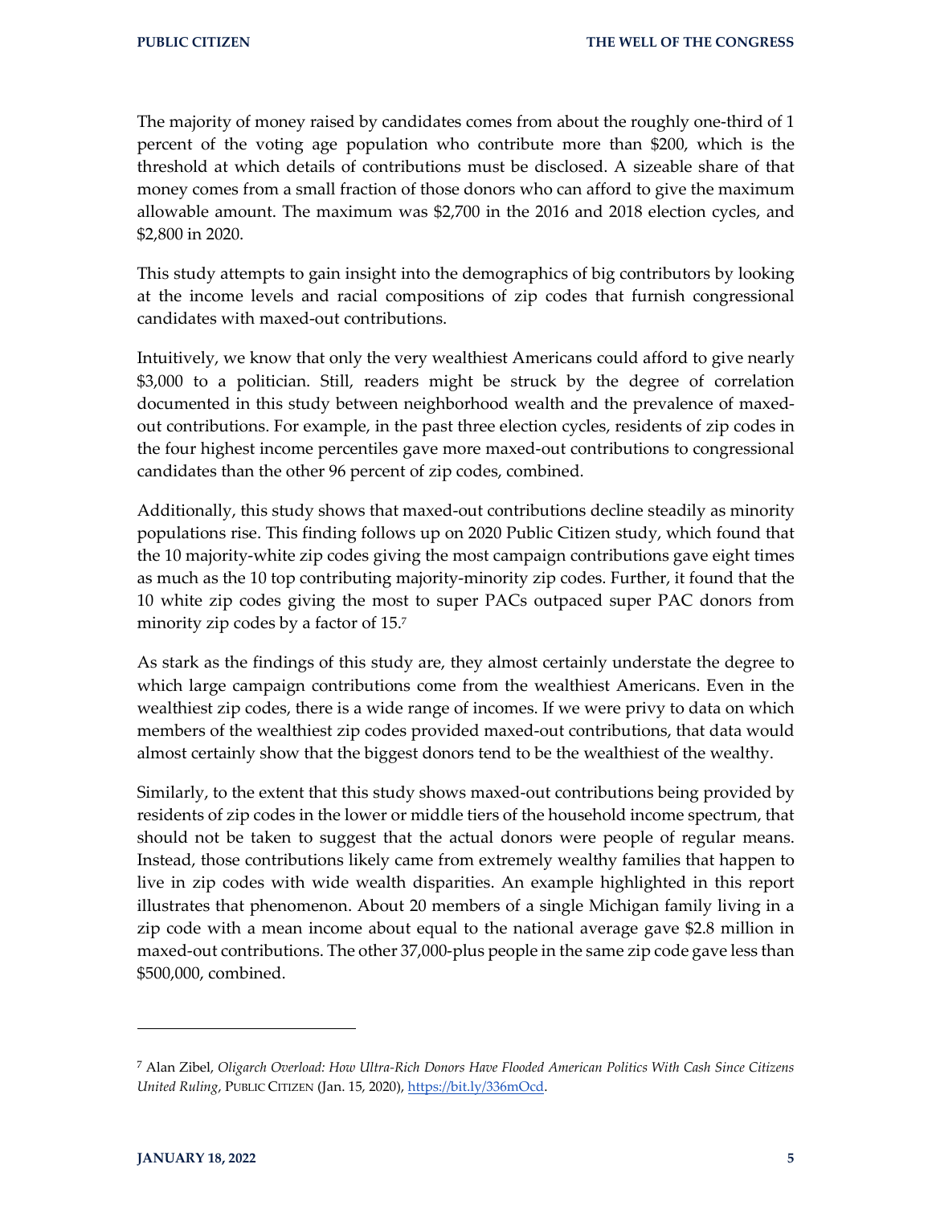The majority of money raised by candidates comes from about the roughly one-third of 1 percent of the voting age population who contribute more than $200, which is the threshold at which details of contributions must be disclosed. A sizeable share of that money comes from a small fraction of those donors who can afford to give the maximum allowable amount. The maximum was $2,700 in the 2016 and 2018 election cycles, and $2,800 in 2020.

This study attempts to gain insight into the demographics of big contributors by looking at the income levels and racial compositions of zip codes that furnish congressional candidates with maxed-out contributions.

Intuitively, we know that only the very wealthiest Americans could afford to give nearly $3,000 to a politician. Still, readers might be struck by the degree of correlation documented in this study between neighborhood wealth and the prevalence of maxed-out contributions. For example, in the past three election cycles, residents of zip codes in the four highest income percentiles gave more maxed-out contributions to congressional candidates than the other 96 percent of zip codes, combined.

Additionally, this study shows that maxed-out contributions decline steadily as minority populations rise. This finding follows up on 2020 Public Citizen study, which found that the 10 majority-white zip codes giving the most campaign contributions gave eight times as much as the 10 top contributing majority-minority zip codes. Further, it found that the 10 white zip codes giving the most to super PACs outpaced super PAC donors from minority zip codes by a factor of 15.[7]

As stark as the findings of this study are, they almost certainly understate the degree to which large campaign contributions come from the wealthiest Americans. Even in the wealthiest zip codes, there is a wide range of incomes. If we were privy to data on which members of the wealthiest zip codes provided maxed-out contributions, that data would almost certainly show that the biggest donors tend to be the wealthiest of the wealthy.

Similarly, to the extent that this study shows maxed-out contributions being provided by residents of zip codes in the lower or middle tiers of the household income spectrum, that should not be taken to suggest that the actual donors were people of regular means. Instead, those contributions likely came from extremely wealthy families that happen to live in zip codes with wide wealth disparities. An example highlighted in this report illustrates that phenomenon. About 20 members of a single Michigan family living in a zip code with a mean income about equal to the national average gave $2.8 million in maxed-out contributions. The other 37,000-plus people in the same zip code gave less than $500,000, combined.

---

[7] Alan Zibel, *Oligarch Overload: How Ultra-Rich Donors Have Flooded American Politics With Cash Since Citizens United Ruling*, PUBLIC CITIZEN (Jan. 15, 2020), https://bit.ly/336mOcd.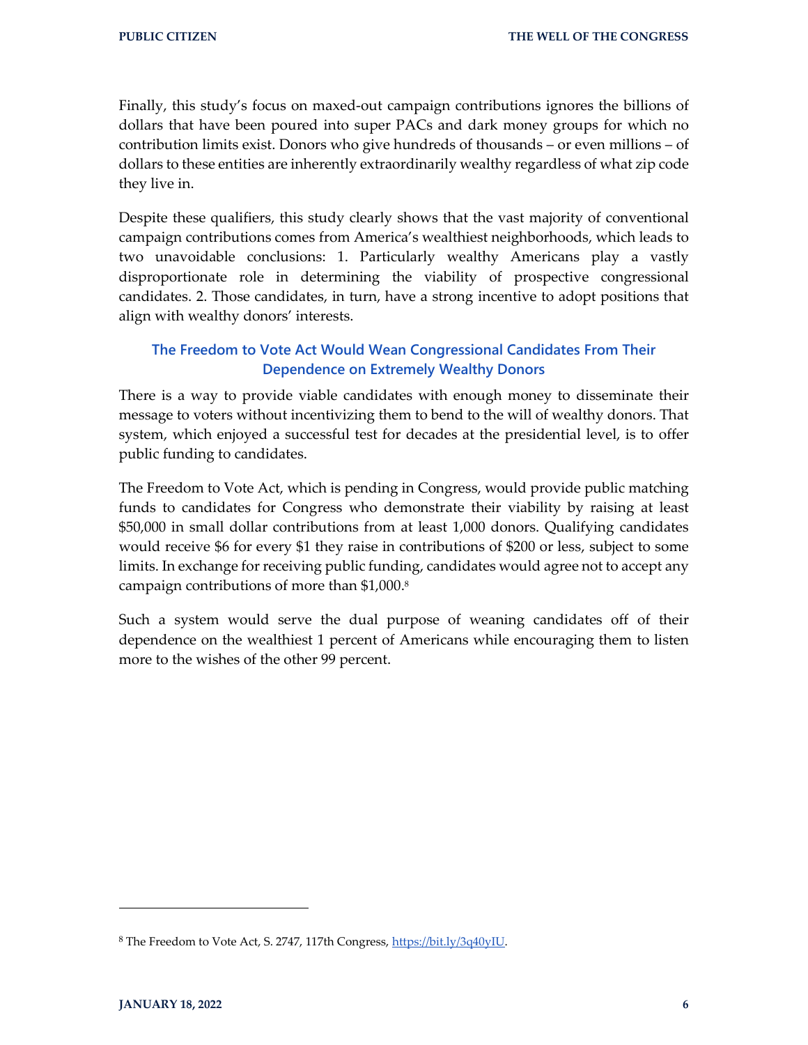Finally, this study's focus on maxed-out campaign contributions ignores the billions of dollars that have been poured into super PACs and dark money groups for which no contribution limits exist. Donors who give hundreds of thousands – or even millions – of dollars to these entities are inherently extraordinarily wealthy regardless of what zip code they live in.

Despite these qualifiers, this study clearly shows that the vast majority of conventional campaign contributions comes from America's wealthiest neighborhoods, which leads to two unavoidable conclusions: 1. Particularly wealthy Americans play a vastly disproportionate role in determining the viability of prospective congressional candidates. 2. Those candidates, in turn, have a strong incentive to adopt positions that align with wealthy donors' interests.

## The Freedom to Vote Act Would Wean Congressional Candidates From Their Dependence on Extremely Wealthy Donors

There is a way to provide viable candidates with enough money to disseminate their message to voters without incentivizing them to bend to the will of wealthy donors. That system, which enjoyed a successful test for decades at the presidential level, is to offer public funding to candidates.

The Freedom to Vote Act, which is pending in Congress, would provide public matching funds to candidates for Congress who demonstrate their viability by raising at least $50,000 in small dollar contributions from at least 1,000 donors. Qualifying candidates would receive $6 for every $1 they raise in contributions of $200 or less, subject to some limits. In exchange for receiving public funding, candidates would agree not to accept any campaign contributions of more than $1,000.[8]

Such a system would serve the dual purpose of weaning candidates off of their dependence on the wealthiest 1 percent of Americans while encouraging them to listen more to the wishes of the other 99 percent.

---

[8] The Freedom to Vote Act, S. 2747, 117th Congress, https://bit.ly/3q40yIU.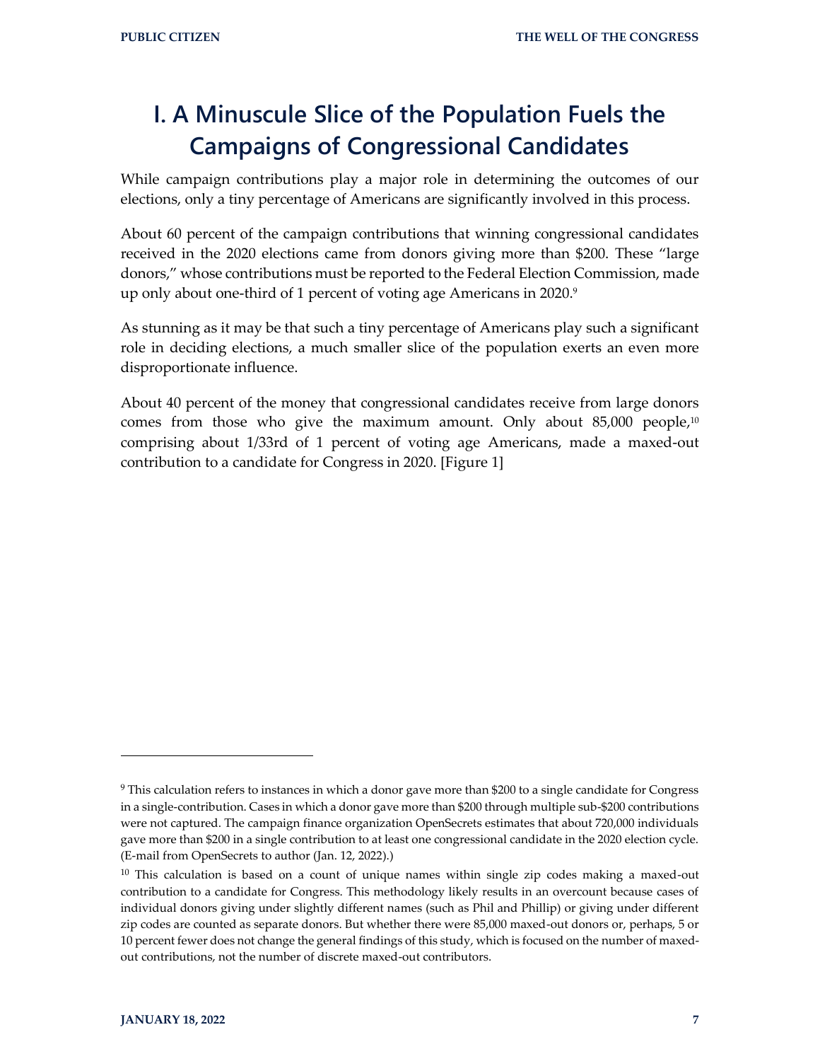# I. A Minuscule Slice of the Population Fuels the Campaigns of Congressional Candidates

While campaign contributions play a major role in determining the outcomes of our elections, only a tiny percentage of Americans are significantly involved in this process.

About 60 percent of the campaign contributions that winning congressional candidates received in the 2020 elections came from donors giving more than $200. These "large donors," whose contributions must be reported to the Federal Election Commission, made up only about one-third of 1 percent of voting age Americans in 2020.[9]

As stunning as it may be that such a tiny percentage of Americans play such a significant role in deciding elections, a much smaller slice of the population exerts an even more disproportionate influence.

About 40 percent of the money that congressional candidates receive from large donors comes from those who give the maximum amount. Only about 85,000 people,[10] comprising about 1/33rd of 1 percent of voting age Americans, made a maxed-out contribution to a candidate for Congress in 2020. [Figure 1]

---

[9] This calculation refers to instances in which a donor gave more than $200 to a single candidate for Congress in a single-contribution. Cases in which a donor gave more than $200 through multiple sub-$200 contributions were not captured. The campaign finance organization OpenSecrets estimates that about 720,000 individuals gave more than $200 in a single contribution to at least one congressional candidate in the 2020 election cycle. (E-mail from OpenSecrets to author (Jan. 12, 2022).)

[10] This calculation is based on a count of unique names within single zip codes making a maxed-out contribution to a candidate for Congress. This methodology likely results in an overcount because cases of individual donors giving under slightly different names (such as Phil and Phillip) or giving under different zip codes are counted as separate donors. But whether there were 85,000 maxed-out donors or, perhaps, 5 or 10 percent fewer does not change the general findings of this study, which is focused on the number of maxed-out contributions, not the number of discrete maxed-out contributors.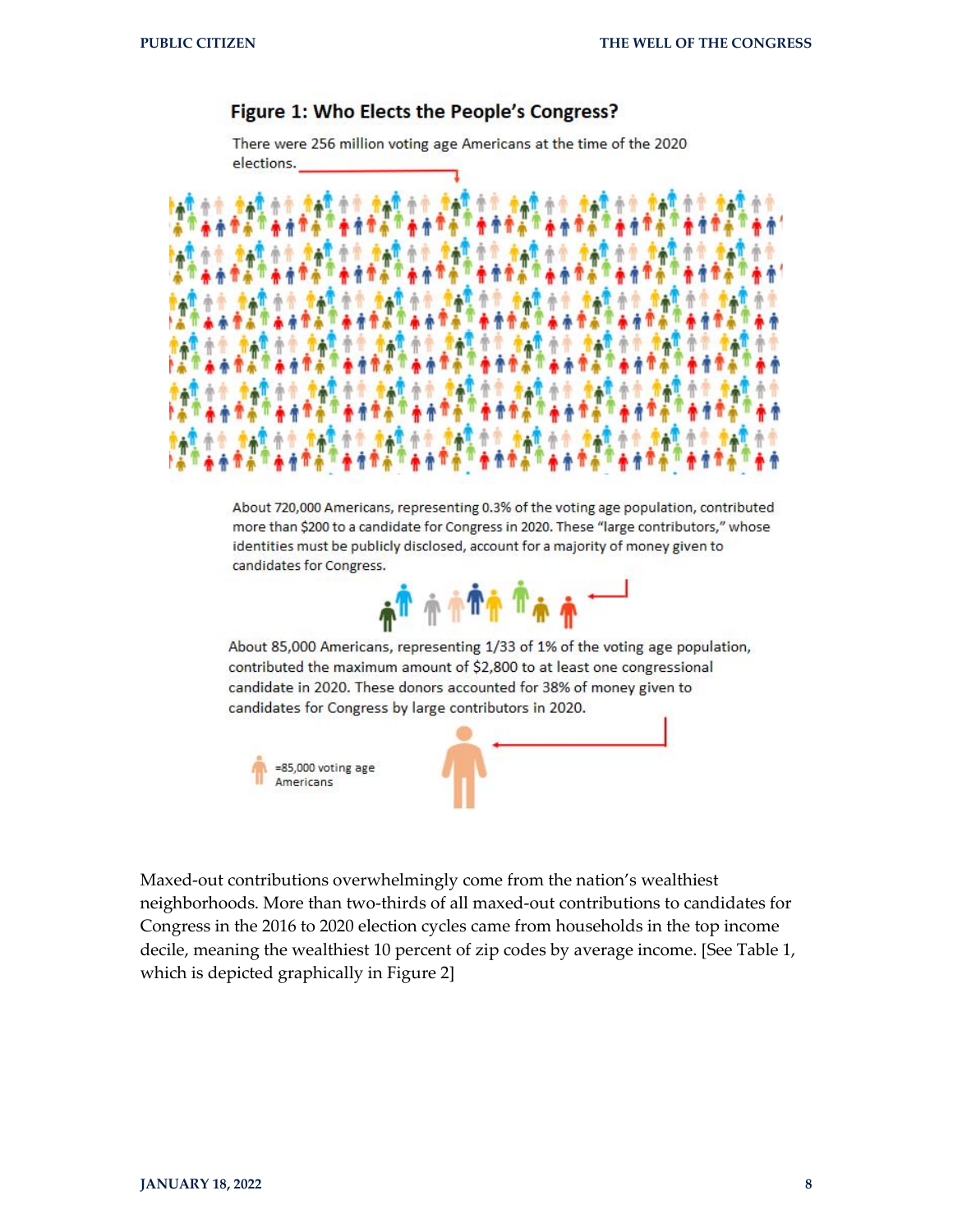## Figure 1: Who Elects the People's Congress?

There were 256 million voting age Americans at the time of the 2020 elections.

About 720,000 Americans, representing 0.3% of the voting age population, contributed more than $200 to a candidate for Congress in 2020. These "large contributors," whose identities must be publicly disclosed, account for a majority of money given to candidates for Congress.

About 85,000 Americans, representing 1/33 of 1% of the voting age population, contributed the maximum amount of $2,800 to at least one congressional candidate in 2020. These donors accounted for 38% of money given to candidates for Congress by large contributors in 2020.

=85,000 voting age Americans

Maxed-out contributions overwhelmingly come from the nation's wealthiest neighborhoods. More than two-thirds of all maxed-out contributions to candidates for Congress in the 2016 to 2020 election cycles came from households in the top income decile, meaning the wealthiest 10 percent of zip codes by average income. [See Table 1, which is depicted graphically in Figure 2]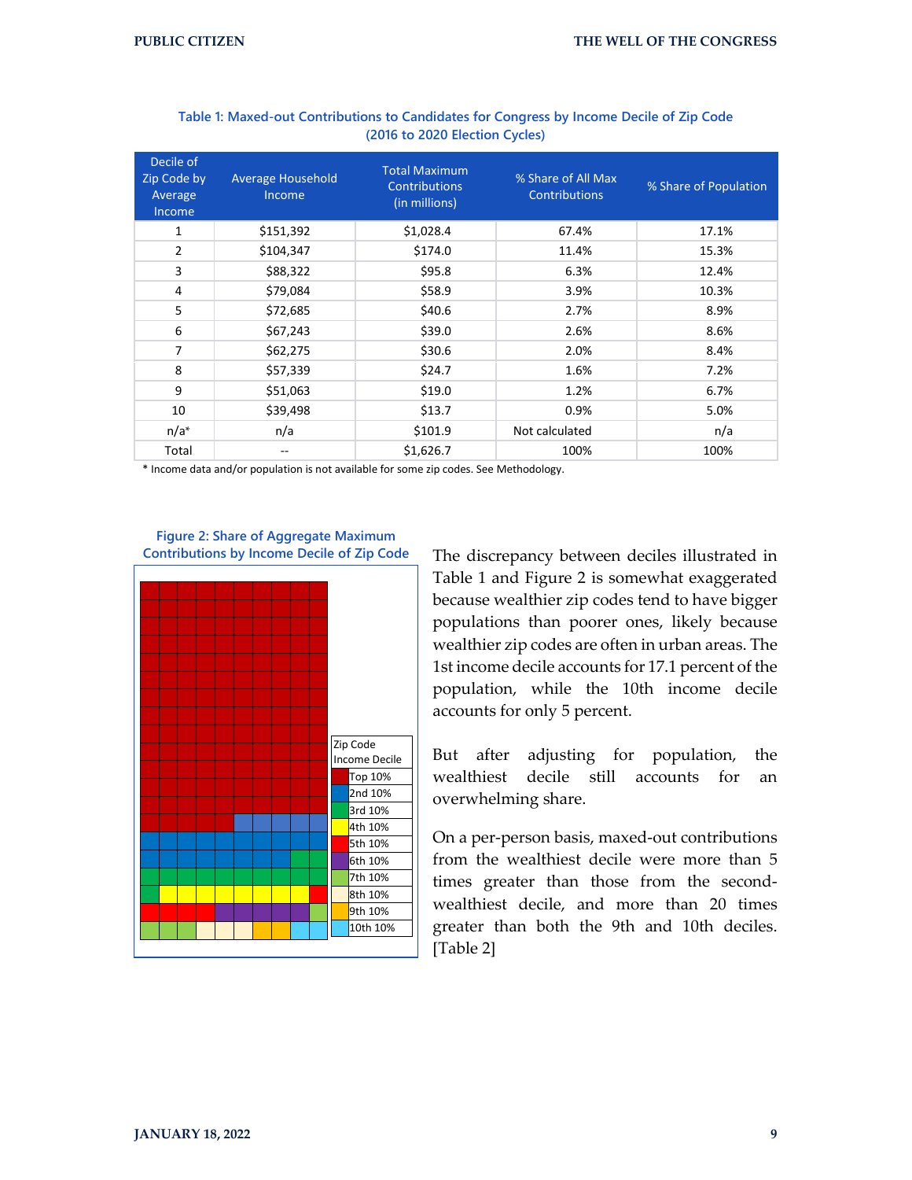**Table 1: Maxed-out Contributions to Candidates for Congress by Income Decile of Zip Code (2016 to 2020 Election Cycles)**

| Decile of Zip Code by Average Income | Average Household Income | Total Maximum Contributions (in millions) | % Share of All Max Contributions | % Share of Population |
|---|---|---|---|---|
| 1 | $151,392 | $1,028.4 | 67.4% | 17.1% |
| 2 | $104,347 | $174.0 | 11.4% | 15.3% |
| 3 | $88,322 | $95.8 | 6.3% | 12.4% |
| 4 | $79,084 | $58.9 | 3.9% | 10.3% |
| 5 | $72,685 | $40.6 | 2.7% | 8.9% |
| 6 | $67,243 | $39.0 | 2.6% | 8.6% |
| 7 | $62,275 | $30.6 | 2.0% | 8.4% |
| 8 | $57,339 | $24.7 | 1.6% | 7.2% |
| 9 | $51,063 | $19.0 | 1.2% | 6.7% |
| 10 | $39,498 | $13.7 | 0.9% | 5.0% |
| n/a* | n/a | $101.9 | Not calculated | n/a |
| Total | -- | $1,626.7 | 100% | 100% |

* Income data and/or population is not available for some zip codes. See Methodology.

**Figure 2: Share of Aggregate Maximum Contributions by Income Decile of Zip Code**

Zip Code Income Decile: Top 10%, 2nd 10%, 3rd 10%, 4th 10%, 5th 10%, 6th 10%, 7th 10%, 8th 10%, 9th 10%, 10th 10%

The discrepancy between deciles illustrated in Table 1 and Figure 2 is somewhat exaggerated because wealthier zip codes tend to have bigger populations than poorer ones, likely because wealthier zip codes are often in urban areas. The 1st income decile accounts for 17.1 percent of the population, while the 10th income decile accounts for only 5 percent.

But after adjusting for population, the wealthiest decile still accounts for an overwhelming share.

On a per-person basis, maxed-out contributions from the wealthiest decile were more than 5 times greater than those from the second-wealthiest decile, and more than 20 times greater than both the 9th and 10th deciles. [Table 2]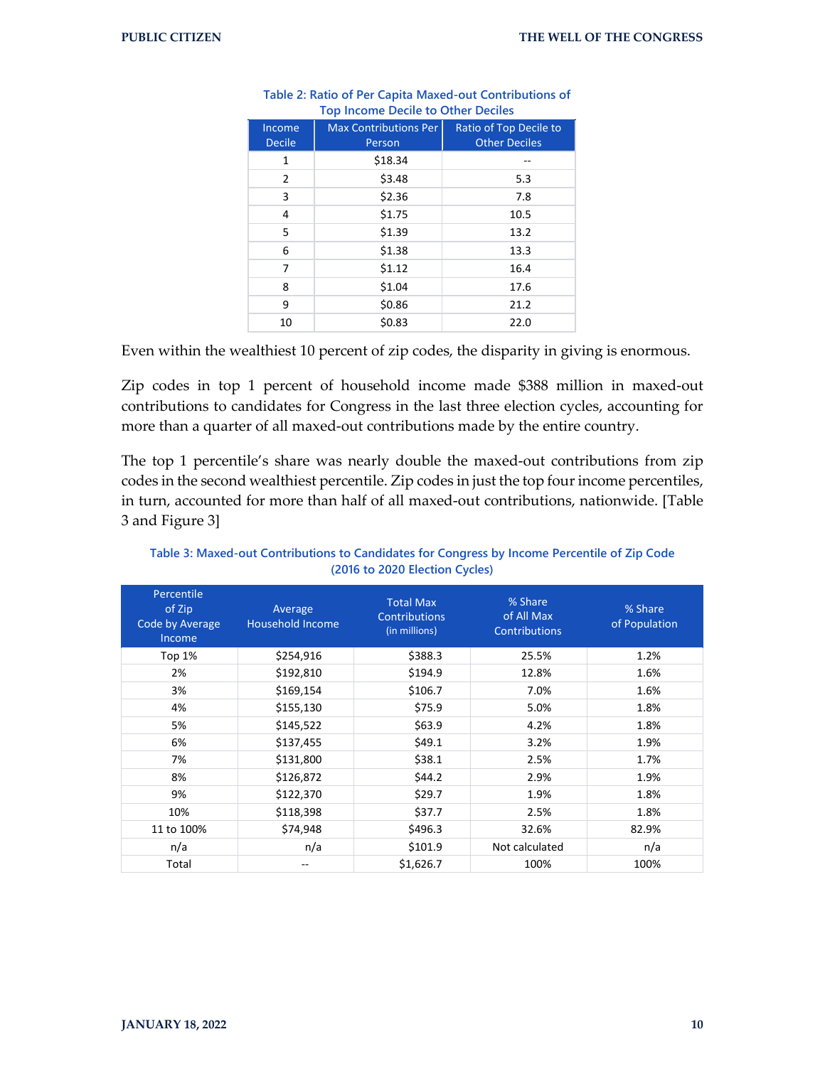Table 2: Ratio of Per Capita Maxed-out Contributions of Top Income Decile to Other Deciles

| Income Decile | Max Contributions Per Person | Ratio of Top Decile to Other Deciles |
|---|---|---|
| 1 | $18.34 | -- |
| 2 | $3.48 | 5.3 |
| 3 | $2.36 | 7.8 |
| 4 | $1.75 | 10.5 |
| 5 | $1.39 | 13.2 |
| 6 | $1.38 | 13.3 |
| 7 | $1.12 | 16.4 |
| 8 | $1.04 | 17.6 |
| 9 | $0.86 | 21.2 |
| 10 | $0.83 | 22.0 |

Even within the wealthiest 10 percent of zip codes, the disparity in giving is enormous.

Zip codes in top 1 percent of household income made $388 million in maxed-out contributions to candidates for Congress in the last three election cycles, accounting for more than a quarter of all maxed-out contributions made by the entire country.

The top 1 percentile's share was nearly double the maxed-out contributions from zip codes in the second wealthiest percentile. Zip codes in just the top four income percentiles, in turn, accounted for more than half of all maxed-out contributions, nationwide. [Table 3 and Figure 3]

Table 3: Maxed-out Contributions to Candidates for Congress by Income Percentile of Zip Code (2016 to 2020 Election Cycles)

| Percentile of Zip Code by Average Income | Average Household Income | Total Max Contributions (in millions) | % Share of All Max Contributions | % Share of Population |
|---|---|---|---|---|
| Top 1% | $254,916 | $388.3 | 25.5% | 1.2% |
| 2% | $192,810 | $194.9 | 12.8% | 1.6% |
| 3% | $169,154 | $106.7 | 7.0% | 1.6% |
| 4% | $155,130 | $75.9 | 5.0% | 1.8% |
| 5% | $145,522 | $63.9 | 4.2% | 1.8% |
| 6% | $137,455 | $49.1 | 3.2% | 1.9% |
| 7% | $131,800 | $38.1 | 2.5% | 1.7% |
| 8% | $126,872 | $44.2 | 2.9% | 1.9% |
| 9% | $122,370 | $29.7 | 1.9% | 1.8% |
| 10% | $118,398 | $37.7 | 2.5% | 1.8% |
| 11 to 100% | $74,948 | $496.3 | 32.6% | 82.9% |
| n/a | n/a | $101.9 | Not calculated | n/a |
| Total | -- | $1,626.7 | 100% | 100% |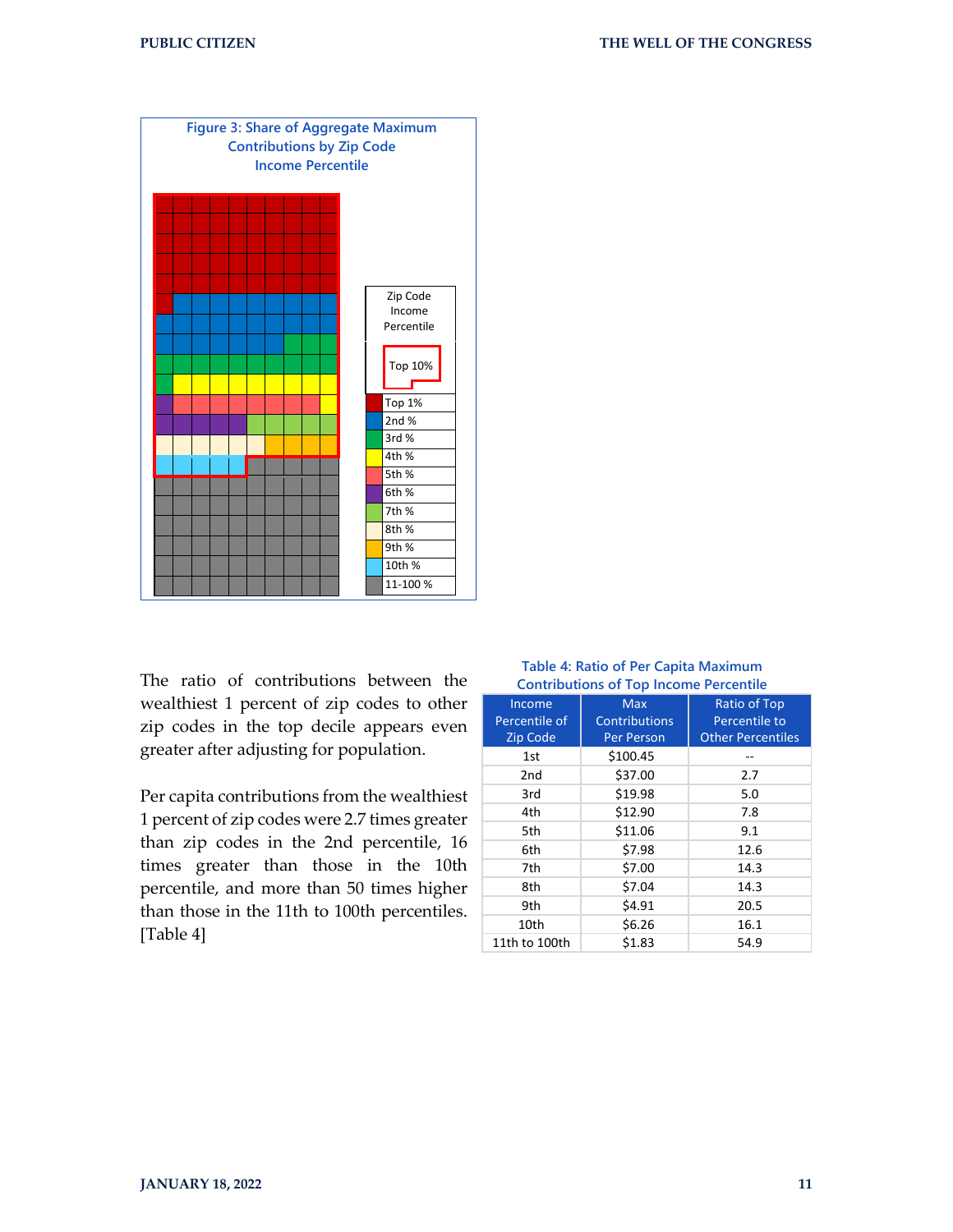**Figure 3: Share of Aggregate Maximum Contributions by Zip Code Income Percentile**

Zip Code Income Percentile

Top 10%

- Top 1%
- 2nd %
- 3rd %
- 4th %
- 5th %
- 6th %
- 7th %
- 8th %
- 9th %
- 10th %
- 11-100 %

The ratio of contributions between the wealthiest 1 percent of zip codes to other zip codes in the top decile appears even greater after adjusting for population.

Per capita contributions from the wealthiest 1 percent of zip codes were 2.7 times greater than zip codes in the 2nd percentile, 16 times greater than those in the 10th percentile, and more than 50 times higher than those in the 11th to 100th percentiles. [Table 4]

**Table 4: Ratio of Per Capita Maximum Contributions of Top Income Percentile**

| Income Percentile of Zip Code | Max Contributions Per Person | Ratio of Top Percentile to Other Percentiles |
|---|---|---|
| 1st | $100.45 | -- |
| 2nd | $37.00 | 2.7 |
| 3rd | $19.98 | 5.0 |
| 4th | $12.90 | 7.8 |
| 5th | $11.06 | 9.1 |
| 6th | $7.98 | 12.6 |
| 7th | $7.00 | 14.3 |
| 8th | $7.04 | 14.3 |
| 9th | $4.91 | 20.5 |
| 10th | $6.26 | 16.1 |
| 11th to 100th | $1.83 | 54.9 |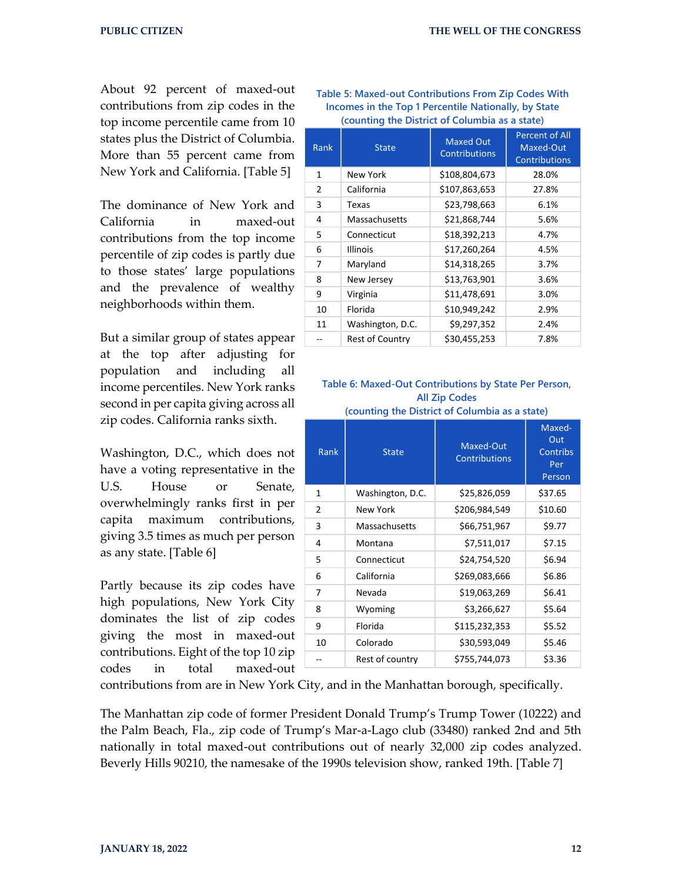About 92 percent of maxed-out contributions from zip codes in the top income percentile came from 10 states plus the District of Columbia. More than 55 percent came from New York and California. [Table 5]

**Table 5: Maxed-out Contributions From Zip Codes With Incomes in the Top 1 Percentile Nationally, by State (counting the District of Columbia as a state)**

| Rank | State | Maxed Out Contributions | Percent of All Maxed-Out Contributions |
|---|---|---|---|
| 1 | New York | $108,804,673 | 28.0% |
| 2 | California | $107,863,653 | 27.8% |
| 3 | Texas | $23,798,663 | 6.1% |
| 4 | Massachusetts | $21,868,744 | 5.6% |
| 5 | Connecticut | $18,392,213 | 4.7% |
| 6 | Illinois | $17,260,264 | 4.5% |
| 7 | Maryland | $14,318,265 | 3.7% |
| 8 | New Jersey | $13,763,901 | 3.6% |
| 9 | Virginia | $11,478,691 | 3.0% |
| 10 | Florida | $10,949,242 | 2.9% |
| 11 | Washington, D.C. | $9,297,352 | 2.4% |
| -- | Rest of Country | $30,455,253 | 7.8% |

The dominance of New York and California in maxed-out contributions from the top income percentile of zip codes is partly due to those states' large populations and the prevalence of wealthy neighborhoods within them.

But a similar group of states appear at the top after adjusting for population and including all income percentiles. New York ranks second in per capita giving across all zip codes. California ranks sixth.

Washington, D.C., which does not have a voting representative in the U.S. House or Senate, overwhelmingly ranks first in per capita maximum contributions, giving 3.5 times as much per person as any state. [Table 6]

**Table 6: Maxed-Out Contributions by State Per Person, All Zip Codes (counting the District of Columbia as a state)**

| Rank | State | Maxed-Out Contributions | Maxed-Out Contribs Per Person |
|---|---|---|---|
| 1 | Washington, D.C. | $25,826,059 | $37.65 |
| 2 | New York | $206,984,549 | $10.60 |
| 3 | Massachusetts | $66,751,967 | $9.77 |
| 4 | Montana | $7,511,017 | $7.15 |
| 5 | Connecticut | $24,754,520 | $6.94 |
| 6 | California | $269,083,666 | $6.86 |
| 7 | Nevada | $19,063,269 | $6.41 |
| 8 | Wyoming | $3,266,627 | $5.64 |
| 9 | Florida | $115,232,353 | $5.52 |
| 10 | Colorado | $30,593,049 | $5.46 |
| -- | Rest of country | $755,744,073 | $3.36 |

Partly because its zip codes have high populations, New York City dominates the list of zip codes giving the most in maxed-out contributions. Eight of the top 10 zip codes in total maxed-out contributions from are in New York City, and in the Manhattan borough, specifically.

The Manhattan zip code of former President Donald Trump's Trump Tower (10222) and the Palm Beach, Fla., zip code of Trump's Mar-a-Lago club (33480) ranked 2nd and 5th nationally in total maxed-out contributions out of nearly 32,000 zip codes analyzed. Beverly Hills 90210, the namesake of the 1990s television show, ranked 19th. [Table 7]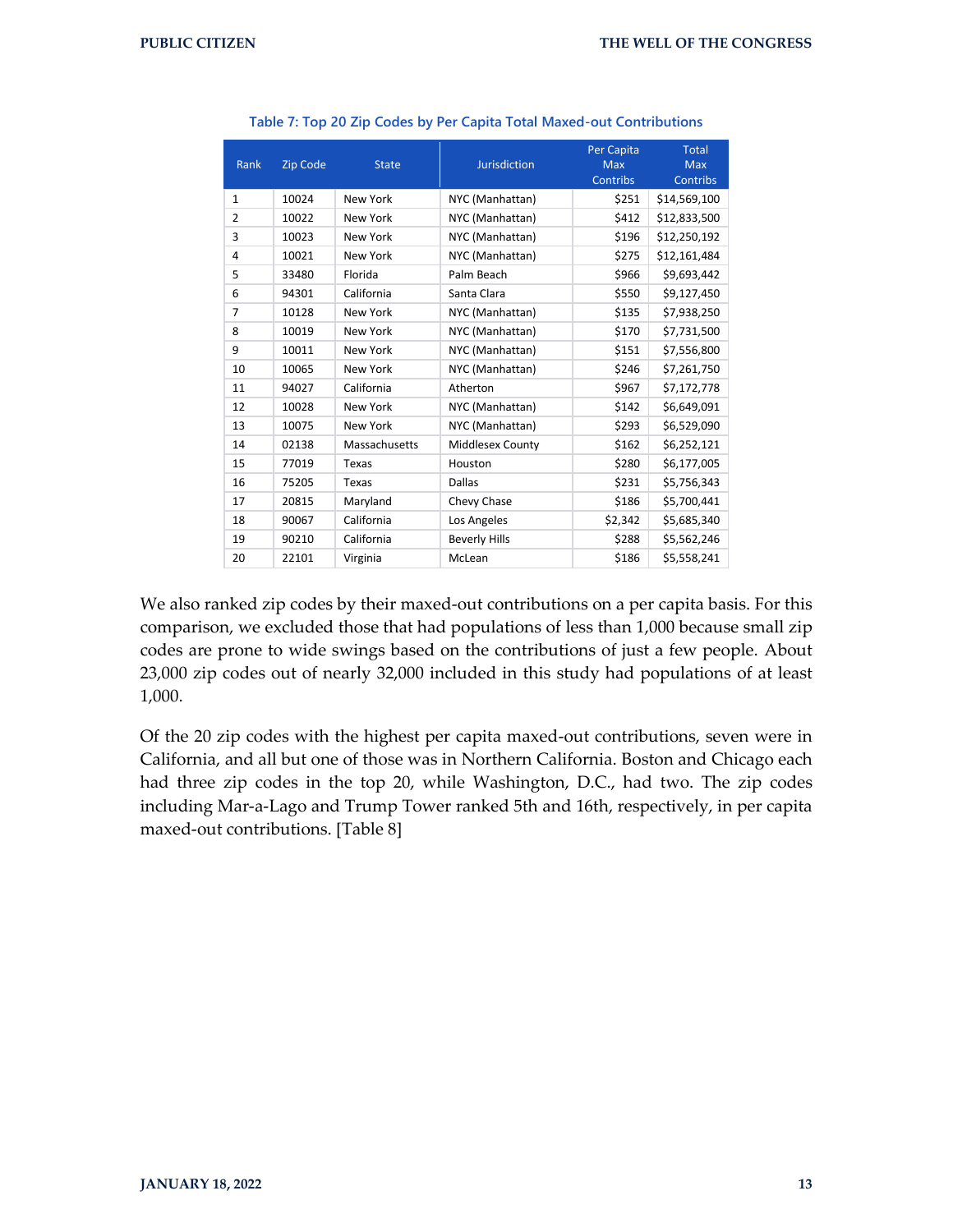Table 7: Top 20 Zip Codes by Per Capita Total Maxed-out Contributions

| Rank | Zip Code | State | Jurisdiction | Per Capita Max Contribs | Total Max Contribs |
|---|---|---|---|---|---|
| 1 | 10024 | New York | NYC (Manhattan) | $251 | $14,569,100 |
| 2 | 10022 | New York | NYC (Manhattan) | $412 | $12,833,500 |
| 3 | 10023 | New York | NYC (Manhattan) | $196 | $12,250,192 |
| 4 | 10021 | New York | NYC (Manhattan) | $275 | $12,161,484 |
| 5 | 33480 | Florida | Palm Beach | $966 | $9,693,442 |
| 6 | 94301 | California | Santa Clara | $550 | $9,127,450 |
| 7 | 10128 | New York | NYC (Manhattan) | $135 | $7,938,250 |
| 8 | 10019 | New York | NYC (Manhattan) | $170 | $7,731,500 |
| 9 | 10011 | New York | NYC (Manhattan) | $151 | $7,556,800 |
| 10 | 10065 | New York | NYC (Manhattan) | $246 | $7,261,750 |
| 11 | 94027 | California | Atherton | $967 | $7,172,778 |
| 12 | 10028 | New York | NYC (Manhattan) | $142 | $6,649,091 |
| 13 | 10075 | New York | NYC (Manhattan) | $293 | $6,529,090 |
| 14 | 02138 | Massachusetts | Middlesex County | $162 | $6,252,121 |
| 15 | 77019 | Texas | Houston | $280 | $6,177,005 |
| 16 | 75205 | Texas | Dallas | $231 | $5,756,343 |
| 17 | 20815 | Maryland | Chevy Chase | $186 | $5,700,441 |
| 18 | 90067 | California | Los Angeles | $2,342 | $5,685,340 |
| 19 | 90210 | California | Beverly Hills | $288 | $5,562,246 |
| 20 | 22101 | Virginia | McLean | $186 | $5,558,241 |

We also ranked zip codes by their maxed-out contributions on a per capita basis. For this comparison, we excluded those that had populations of less than 1,000 because small zip codes are prone to wide swings based on the contributions of just a few people. About 23,000 zip codes out of nearly 32,000 included in this study had populations of at least 1,000.

Of the 20 zip codes with the highest per capita maxed-out contributions, seven were in California, and all but one of those was in Northern California. Boston and Chicago each had three zip codes in the top 20, while Washington, D.C., had two. The zip codes including Mar-a-Lago and Trump Tower ranked 5th and 16th, respectively, in per capita maxed-out contributions. [Table 8]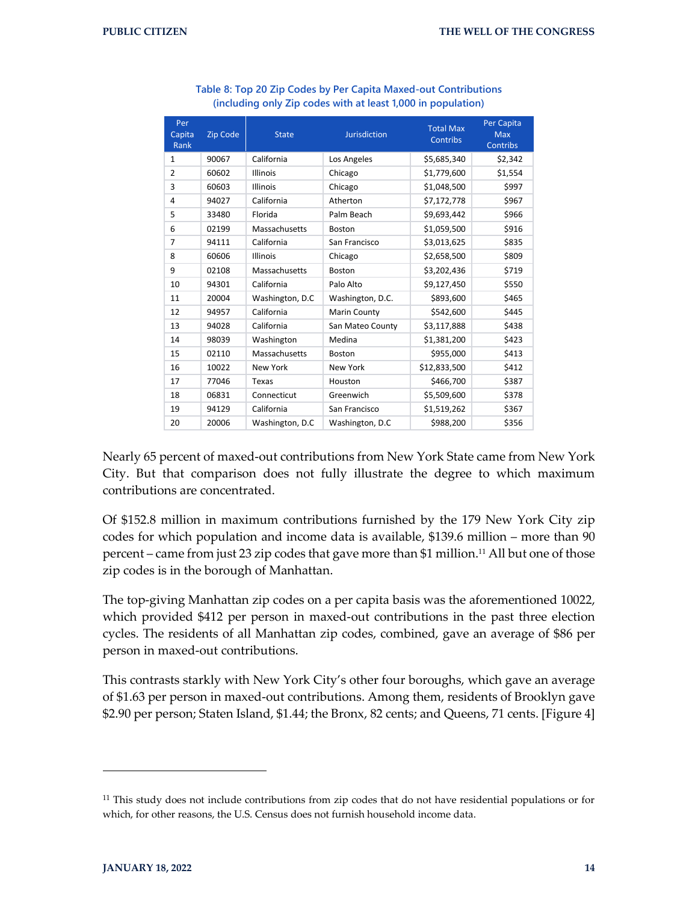**Table 8: Top 20 Zip Codes by Per Capita Maxed-out Contributions (including only Zip codes with at least 1,000 in population)**

| Per Capita Rank | Zip Code | State | Jurisdiction | Total Max Contribs | Per Capita Max Contribs |
|---|---|---|---|---|---|
| 1 | 90067 | California | Los Angeles | $5,685,340 | $2,342 |
| 2 | 60602 | Illinois | Chicago | $1,779,600 | $1,554 |
| 3 | 60603 | Illinois | Chicago | $1,048,500 | $997 |
| 4 | 94027 | California | Atherton | $7,172,778 | $967 |
| 5 | 33480 | Florida | Palm Beach | $9,693,442 | $966 |
| 6 | 02199 | Massachusetts | Boston | $1,059,500 | $916 |
| 7 | 94111 | California | San Francisco | $3,013,625 | $835 |
| 8 | 60606 | Illinois | Chicago | $2,658,500 | $809 |
| 9 | 02108 | Massachusetts | Boston | $3,202,436 | $719 |
| 10 | 94301 | California | Palo Alto | $9,127,450 | $550 |
| 11 | 20004 | Washington, D.C | Washington, D.C. | $893,600 | $465 |
| 12 | 94957 | California | Marin County | $542,600 | $445 |
| 13 | 94028 | California | San Mateo County | $3,117,888 | $438 |
| 14 | 98039 | Washington | Medina | $1,381,200 | $423 |
| 15 | 02110 | Massachusetts | Boston | $955,000 | $413 |
| 16 | 10022 | New York | New York | $12,833,500 | $412 |
| 17 | 77046 | Texas | Houston | $466,700 | $387 |
| 18 | 06831 | Connecticut | Greenwich | $5,509,600 | $378 |
| 19 | 94129 | California | San Francisco | $1,519,262 | $367 |
| 20 | 20006 | Washington, D.C | Washington, D.C | $988,200 | $356 |

Nearly 65 percent of maxed-out contributions from New York State came from New York City. But that comparison does not fully illustrate the degree to which maximum contributions are concentrated.

Of $152.8 million in maximum contributions furnished by the 179 New York City zip codes for which population and income data is available, $139.6 million – more than 90 percent – came from just 23 zip codes that gave more than $1 million.[11] All but one of those zip codes is in the borough of Manhattan.

The top-giving Manhattan zip codes on a per capita basis was the aforementioned 10022, which provided $412 per person in maxed-out contributions in the past three election cycles. The residents of all Manhattan zip codes, combined, gave an average of $86 per person in maxed-out contributions.

This contrasts starkly with New York City's other four boroughs, which gave an average of $1.63 per person in maxed-out contributions. Among them, residents of Brooklyn gave $2.90 per person; Staten Island, $1.44; the Bronx, 82 cents; and Queens, 71 cents. [Figure 4]

---

[11] This study does not include contributions from zip codes that do not have residential populations or for which, for other reasons, the U.S. Census does not furnish household income data.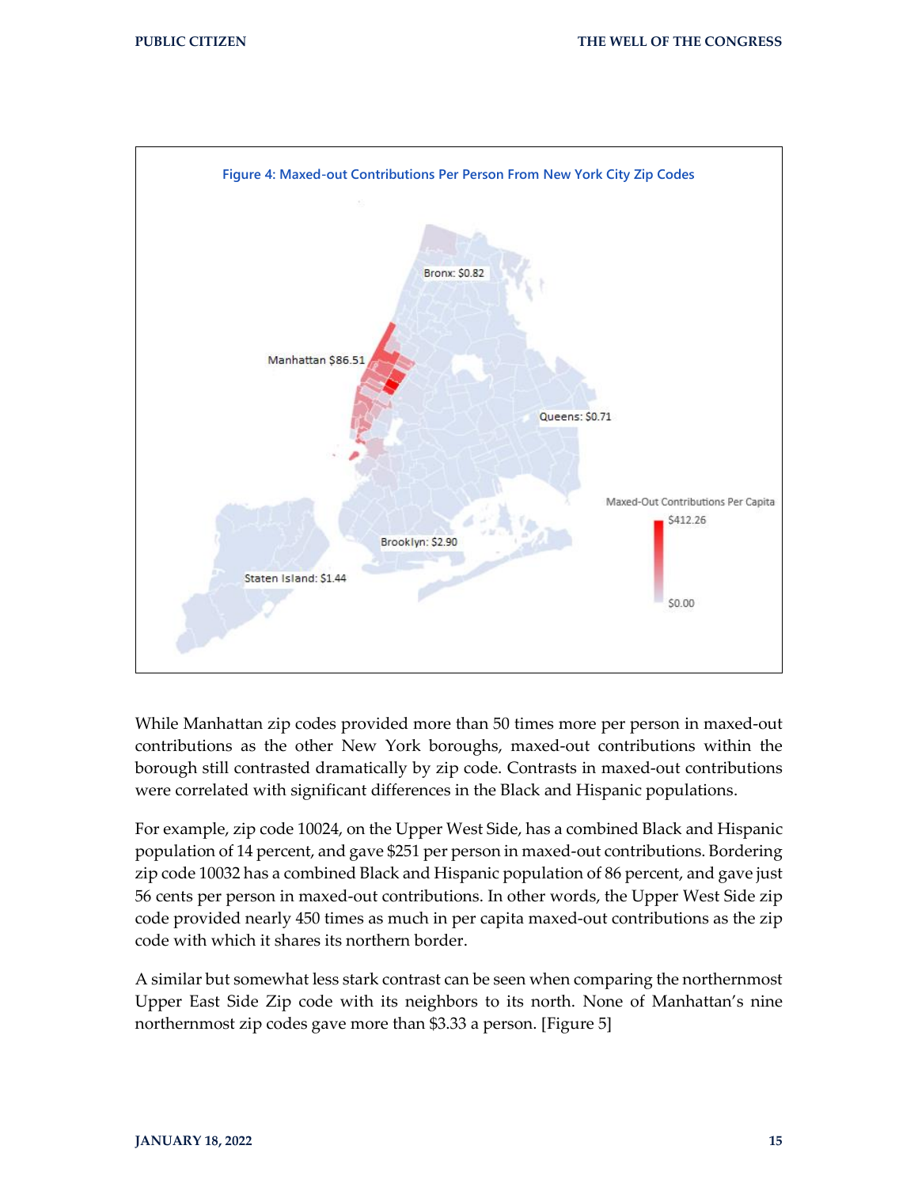Figure 4: Maxed-out Contributions Per Person From New York City Zip Codes

While Manhattan zip codes provided more than 50 times more per person in maxed-out contributions as the other New York boroughs, maxed-out contributions within the borough still contrasted dramatically by zip code. Contrasts in maxed-out contributions were correlated with significant differences in the Black and Hispanic populations.

For example, zip code 10024, on the Upper West Side, has a combined Black and Hispanic population of 14 percent, and gave $251 per person in maxed-out contributions. Bordering zip code 10032 has a combined Black and Hispanic population of 86 percent, and gave just 56 cents per person in maxed-out contributions. In other words, the Upper West Side zip code provided nearly 450 times as much in per capita maxed-out contributions as the zip code with which it shares its northern border.

A similar but somewhat less stark contrast can be seen when comparing the northernmost Upper East Side Zip code with its neighbors to its north. None of Manhattan's nine northernmost zip codes gave more than $3.33 a person. [Figure 5]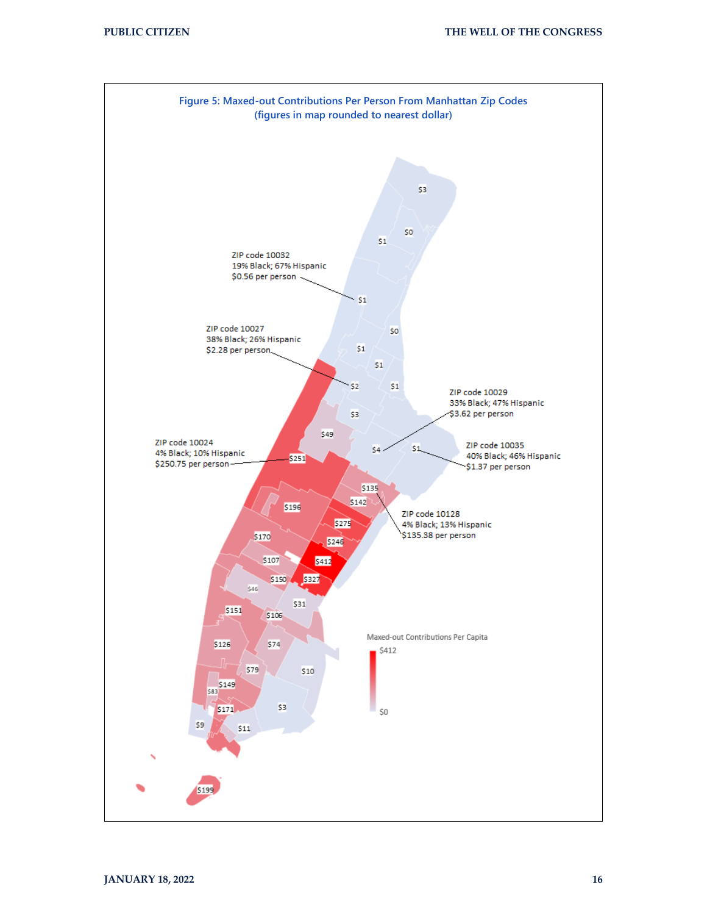**Figure 5: Maxed-out Contributions Per Person From Manhattan Zip Codes (figures in map rounded to nearest dollar)**

ZIP code 10032
19% Black; 67% Hispanic
$0.56 per person

ZIP code 10027
38% Black; 26% Hispanic
$2.28 per person

ZIP code 10029
33% Black; 47% Hispanic
$3.62 per person

ZIP code 10024
4% Black; 10% Hispanic
$250.75 per person

ZIP code 10035
40% Black; 46% Hispanic
$1.37 per person

ZIP code 10128
4% Black; 13% Hispanic
$135.38 per person

Maxed-out Contributions Per Capita
$412
$0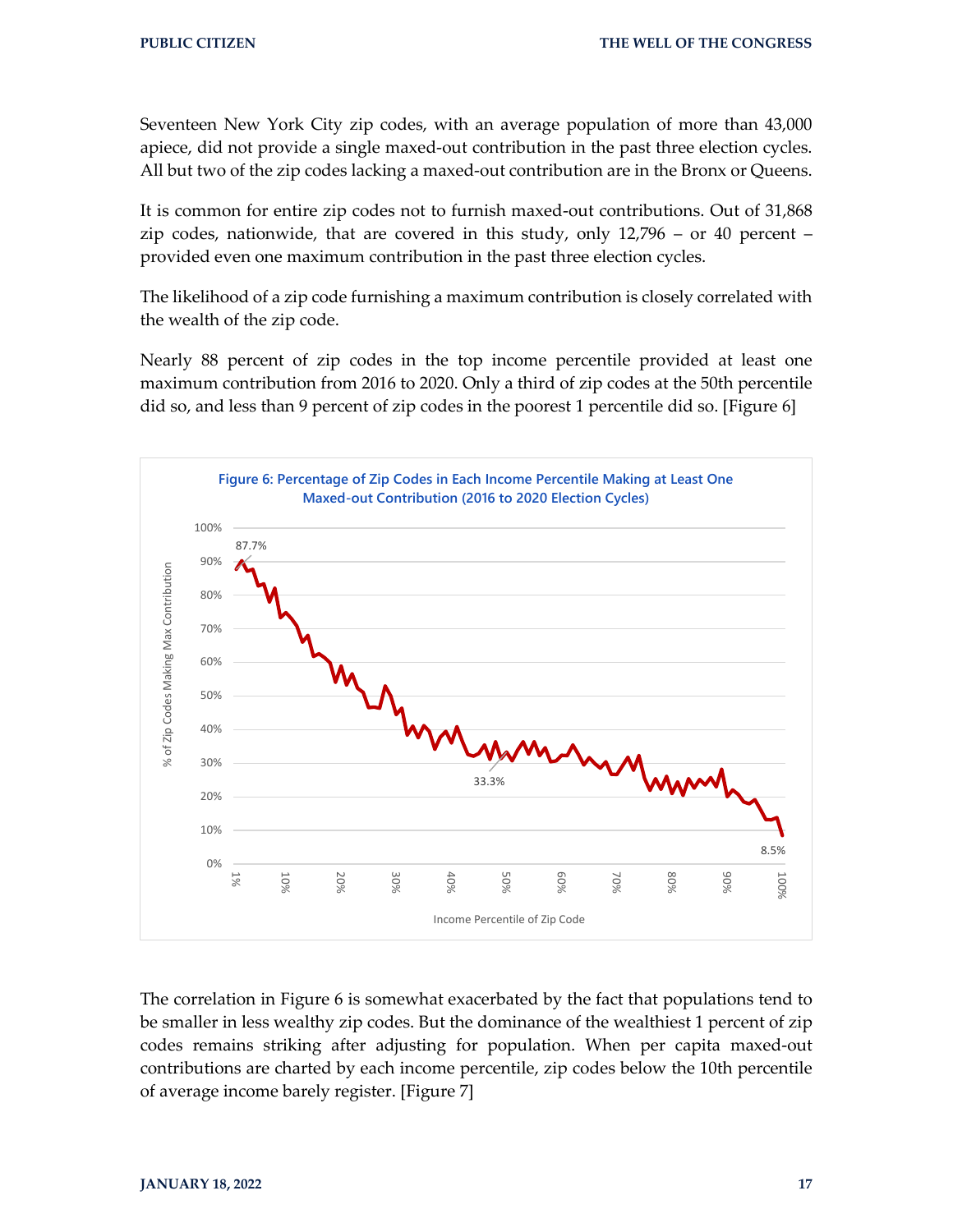Seventeen New York City zip codes, with an average population of more than 43,000 apiece, did not provide a single maxed-out contribution in the past three election cycles. All but two of the zip codes lacking a maxed-out contribution are in the Bronx or Queens.

It is common for entire zip codes not to furnish maxed-out contributions. Out of 31,868 zip codes, nationwide, that are covered in this study, only 12,796 – or 40 percent – provided even one maximum contribution in the past three election cycles.

The likelihood of a zip code furnishing a maximum contribution is closely correlated with the wealth of the zip code.

Nearly 88 percent of zip codes in the top income percentile provided at least one maximum contribution from 2016 to 2020. Only a third of zip codes at the 50th percentile did so, and less than 9 percent of zip codes in the poorest 1 percentile did so. [Figure 6]

**Figure 6: Percentage of Zip Codes in Each Income Percentile Making at Least One Maxed-out Contribution (2016 to 2020 Election Cycles)**

The correlation in Figure 6 is somewhat exacerbated by the fact that populations tend to be smaller in less wealthy zip codes. But the dominance of the wealthiest 1 percent of zip codes remains striking after adjusting for population. When per capita maxed-out contributions are charted by each income percentile, zip codes below the 10th percentile of average income barely register. [Figure 7]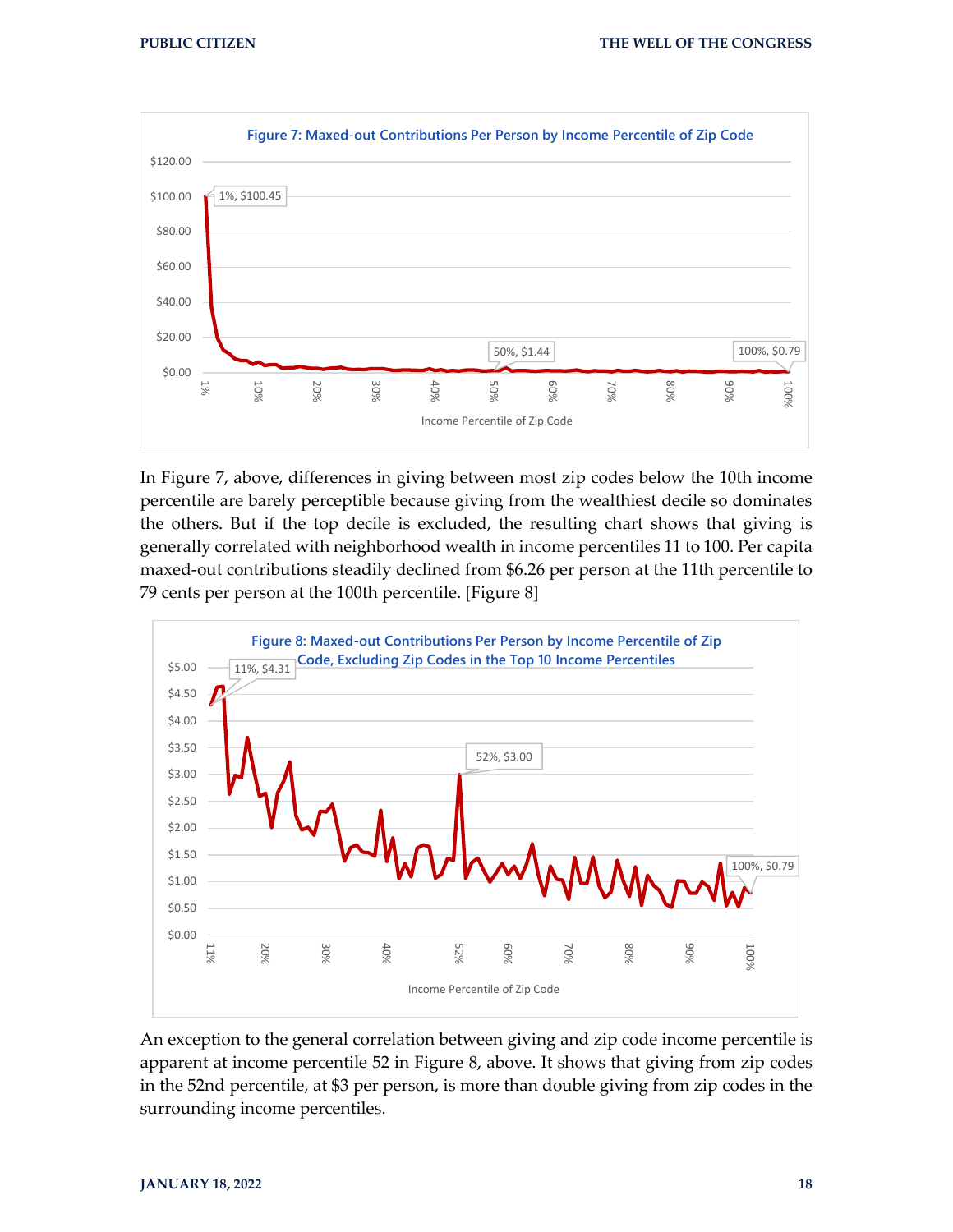**Figure 7: Maxed-out Contributions Per Person by Income Percentile of Zip Code**

In Figure 7, above, differences in giving between most zip codes below the 10th income percentile are barely perceptible because giving from the wealthiest decile so dominates the others. But if the top decile is excluded, the resulting chart shows that giving is generally correlated with neighborhood wealth in income percentiles 11 to 100. Per capita maxed-out contributions steadily declined from $6.26 per person at the 11th percentile to 79 cents per person at the 100th percentile. [Figure 8]

**Figure 8: Maxed-out Contributions Per Person by Income Percentile of Zip Code, Excluding Zip Codes in the Top 10 Income Percentiles**

An exception to the general correlation between giving and zip code income percentile is apparent at income percentile 52 in Figure 8, above. It shows that giving from zip codes in the 52nd percentile, at $3 per person, is more than double giving from zip codes in the surrounding income percentiles.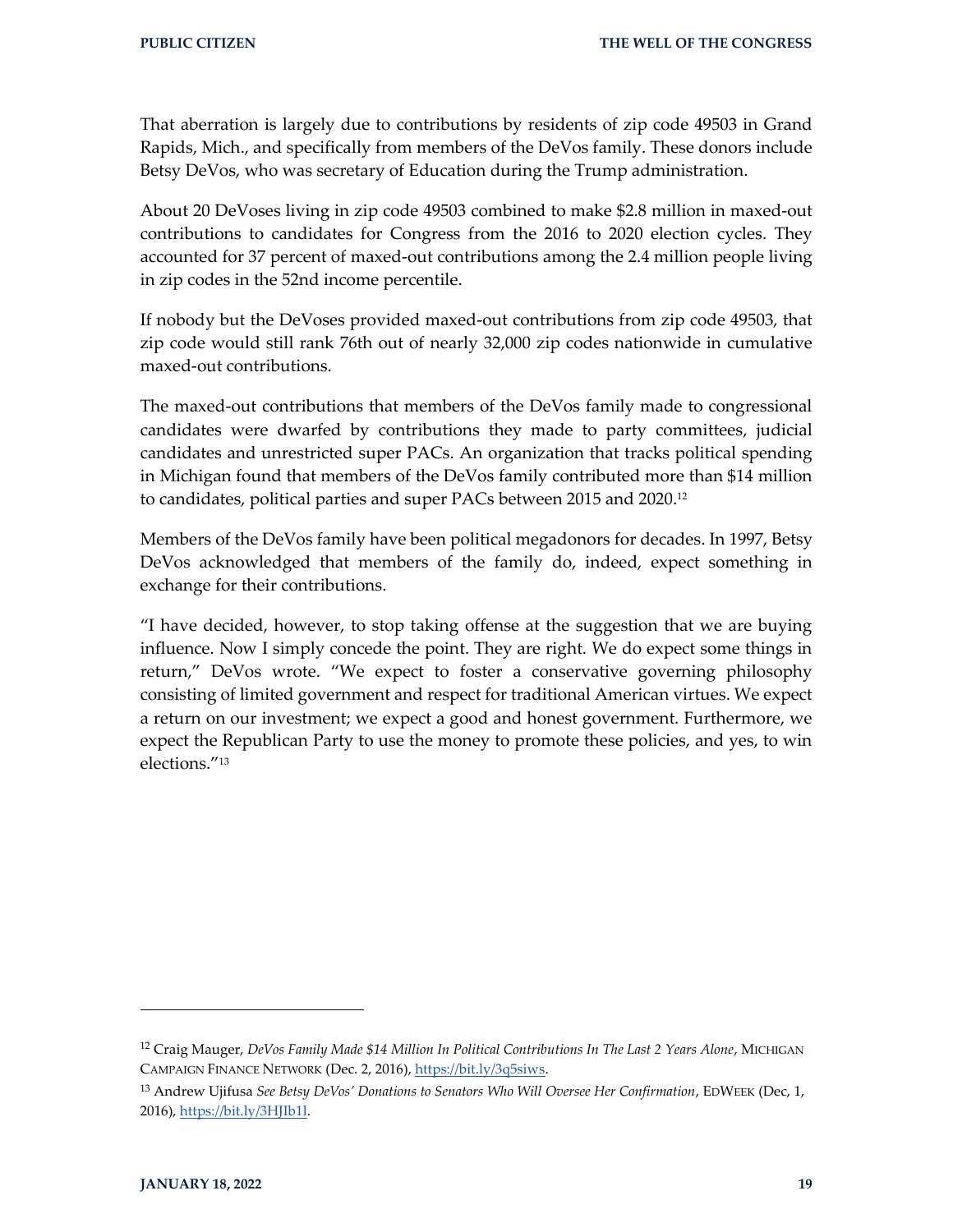That aberration is largely due to contributions by residents of zip code 49503 in Grand Rapids, Mich., and specifically from members of the DeVos family. These donors include Betsy DeVos, who was secretary of Education during the Trump administration.

About 20 DeVoses living in zip code 49503 combined to make $2.8 million in maxed-out contributions to candidates for Congress from the 2016 to 2020 election cycles. They accounted for 37 percent of maxed-out contributions among the 2.4 million people living in zip codes in the 52nd income percentile.

If nobody but the DeVoses provided maxed-out contributions from zip code 49503, that zip code would still rank 76th out of nearly 32,000 zip codes nationwide in cumulative maxed-out contributions.

The maxed-out contributions that members of the DeVos family made to congressional candidates were dwarfed by contributions they made to party committees, judicial candidates and unrestricted super PACs. An organization that tracks political spending in Michigan found that members of the DeVos family contributed more than $14 million to candidates, political parties and super PACs between 2015 and 2020.[12]

Members of the DeVos family have been political megadonors for decades. In 1997, Betsy DeVos acknowledged that members of the family do, indeed, expect something in exchange for their contributions.

"I have decided, however, to stop taking offense at the suggestion that we are buying influence. Now I simply concede the point. They are right. We do expect some things in return," DeVos wrote. "We expect to foster a conservative governing philosophy consisting of limited government and respect for traditional American virtues. We expect a return on our investment; we expect a good and honest government. Furthermore, we expect the Republican Party to use the money to promote these policies, and yes, to win elections."[13]

---

[12] Craig Mauger, *DeVos Family Made $14 Million In Political Contributions In The Last 2 Years Alone*, MICHIGAN CAMPAIGN FINANCE NETWORK (Dec. 2, 2016), https://bit.ly/3q5siws.

[13] Andrew Ujifusa *See Betsy DeVos' Donations to Senators Who Will Oversee Her Confirmation*, EDWEEK (Dec, 1, 2016), https://bit.ly/3HJIb1l.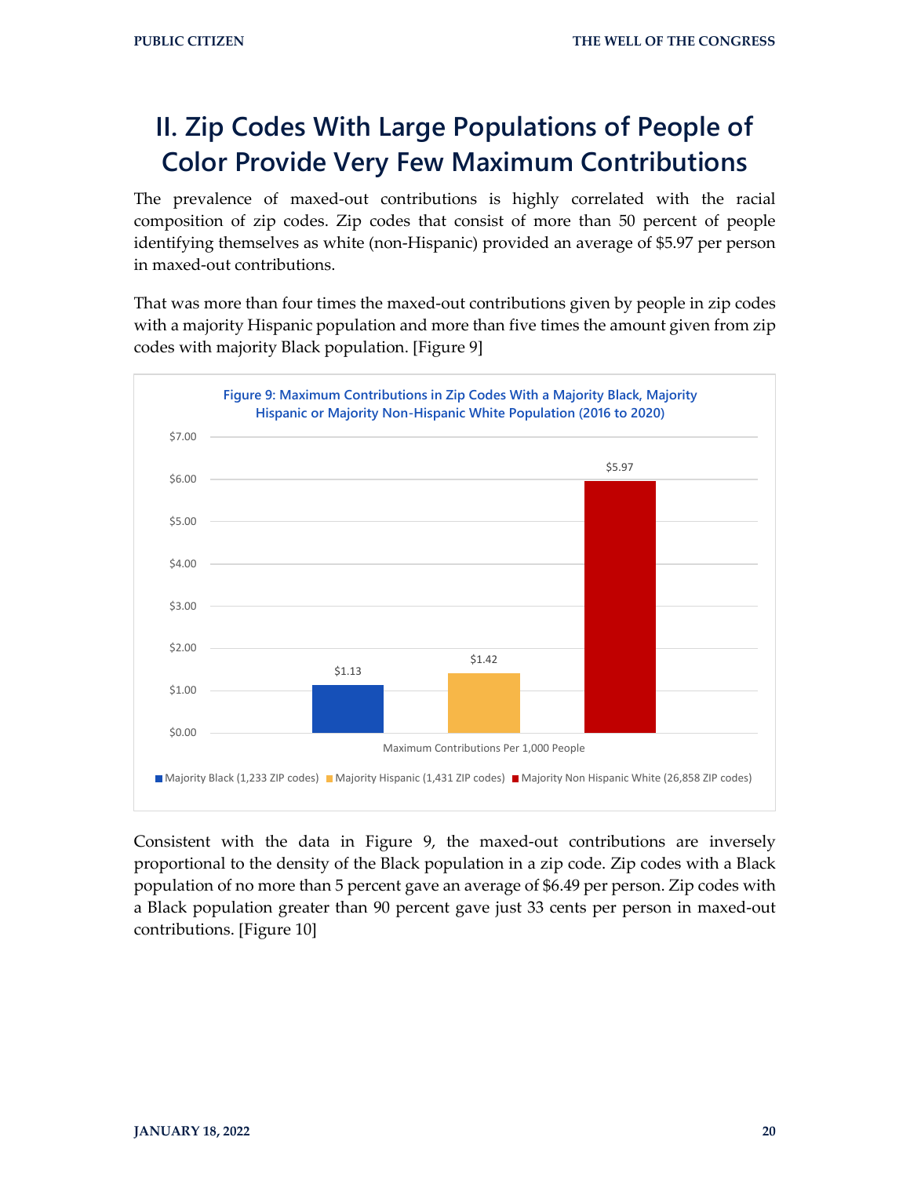## II. Zip Codes With Large Populations of People of Color Provide Very Few Maximum Contributions

The prevalence of maxed-out contributions is highly correlated with the racial composition of zip codes. Zip codes that consist of more than 50 percent of people identifying themselves as white (non-Hispanic) provided an average of $5.97 per person in maxed-out contributions.

That was more than four times the maxed-out contributions given by people in zip codes with a majority Hispanic population and more than five times the amount given from zip codes with majority Black population. [Figure 9]

**Figure 9: Maximum Contributions in Zip Codes With a Majority Black, Majority Hispanic or Majority Non-Hispanic White Population (2016 to 2020)**

| Maximum Contributions Per 1,000 People | Value |
|---|---|
| Majority Black (1,233 ZIP codes) | $1.13 |
| Majority Hispanic (1,431 ZIP codes) | $1.42 |
| Majority Non Hispanic White (26,858 ZIP codes) | $5.97 |

Consistent with the data in Figure 9, the maxed-out contributions are inversely proportional to the density of the Black population in a zip code. Zip codes with a Black population of no more than 5 percent gave an average of $6.49 per person. Zip codes with a Black population greater than 90 percent gave just 33 cents per person in maxed-out contributions. [Figure 10]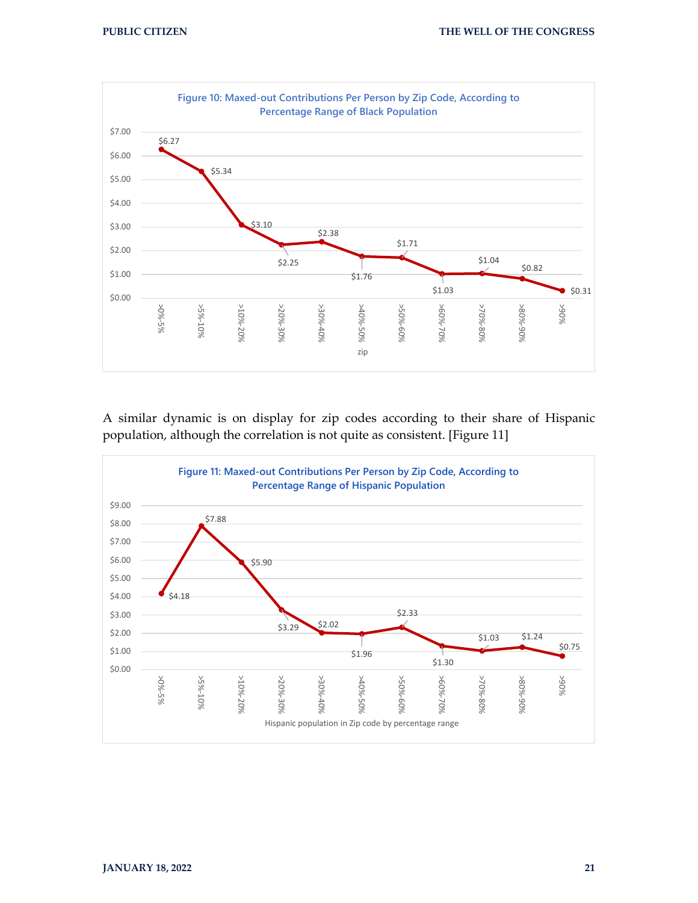**Figure 10: Maxed-out Contributions Per Person by Zip Code, According to Percentage Range of Black Population**

| zip | Contributions per person |
|---|---|
| >0%-5% | $6.27 |
| >5%-10% | $5.34 |
| >10%-20% | $3.10 |
| >20%-30% | $2.25 |
| >30%-40% | $2.38 |
| >40%-50% | $1.76 |
| >50%-60% | $1.71 |
| >60%-70% | $1.03 |
| >70%-80% | $1.04 |
| >80%-90% | $0.82 |
| >90% | $0.31 |

A similar dynamic is on display for zip codes according to their share of Hispanic population, although the correlation is not quite as consistent. [Figure 11]

**Figure 11: Maxed-out Contributions Per Person by Zip Code, According to Percentage Range of Hispanic Population**

| Hispanic population in Zip code by percentage range | Contributions per person |
|---|---|
| >0%-5% | $4.18 |
| >5%-10% | $7.88 |
| >10%-20% | $5.90 |
| >20%-30% | $3.29 |
| >30%-40% | $2.02 |
| >40%-50% | $1.96 |
| >50%-60% | $2.33 |
| >60%-70% | $1.30 |
| >70%-80% | $1.03 |
| >80%-90% | $1.24 |
| >90% | $0.75 |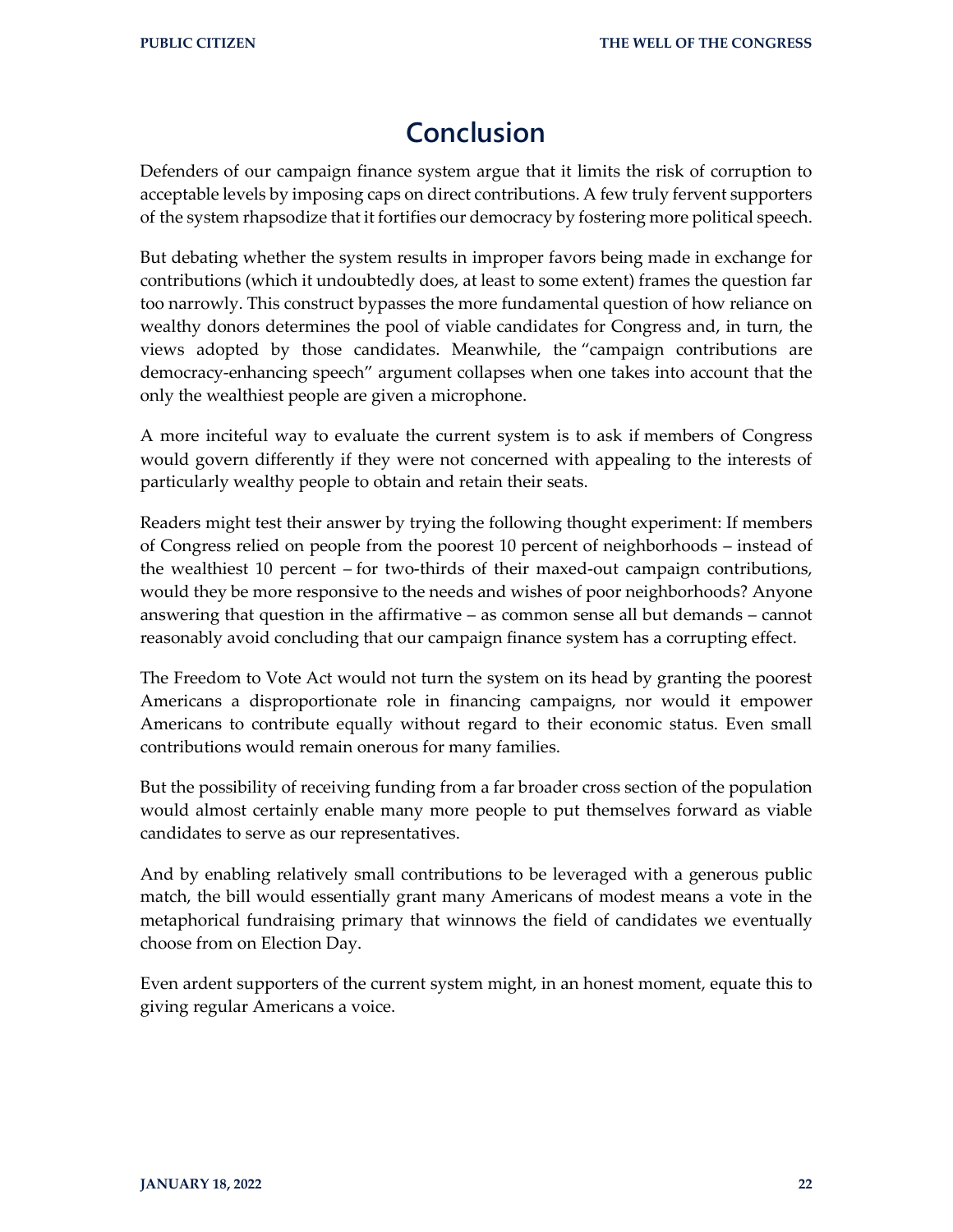# Conclusion

Defenders of our campaign finance system argue that it limits the risk of corruption to acceptable levels by imposing caps on direct contributions. A few truly fervent supporters of the system rhapsodize that it fortifies our democracy by fostering more political speech.

But debating whether the system results in improper favors being made in exchange for contributions (which it undoubtedly does, at least to some extent) frames the question far too narrowly. This construct bypasses the more fundamental question of how reliance on wealthy donors determines the pool of viable candidates for Congress and, in turn, the views adopted by those candidates. Meanwhile, the "campaign contributions are democracy-enhancing speech" argument collapses when one takes into account that the only the wealthiest people are given a microphone.

A more inciteful way to evaluate the current system is to ask if members of Congress would govern differently if they were not concerned with appealing to the interests of particularly wealthy people to obtain and retain their seats.

Readers might test their answer by trying the following thought experiment: If members of Congress relied on people from the poorest 10 percent of neighborhoods – instead of the wealthiest 10 percent – for two-thirds of their maxed-out campaign contributions, would they be more responsive to the needs and wishes of poor neighborhoods? Anyone answering that question in the affirmative – as common sense all but demands – cannot reasonably avoid concluding that our campaign finance system has a corrupting effect.

The Freedom to Vote Act would not turn the system on its head by granting the poorest Americans a disproportionate role in financing campaigns, nor would it empower Americans to contribute equally without regard to their economic status. Even small contributions would remain onerous for many families.

But the possibility of receiving funding from a far broader cross section of the population would almost certainly enable many more people to put themselves forward as viable candidates to serve as our representatives.

And by enabling relatively small contributions to be leveraged with a generous public match, the bill would essentially grant many Americans of modest means a vote in the metaphorical fundraising primary that winnows the field of candidates we eventually choose from on Election Day.

Even ardent supporters of the current system might, in an honest moment, equate this to giving regular Americans a voice.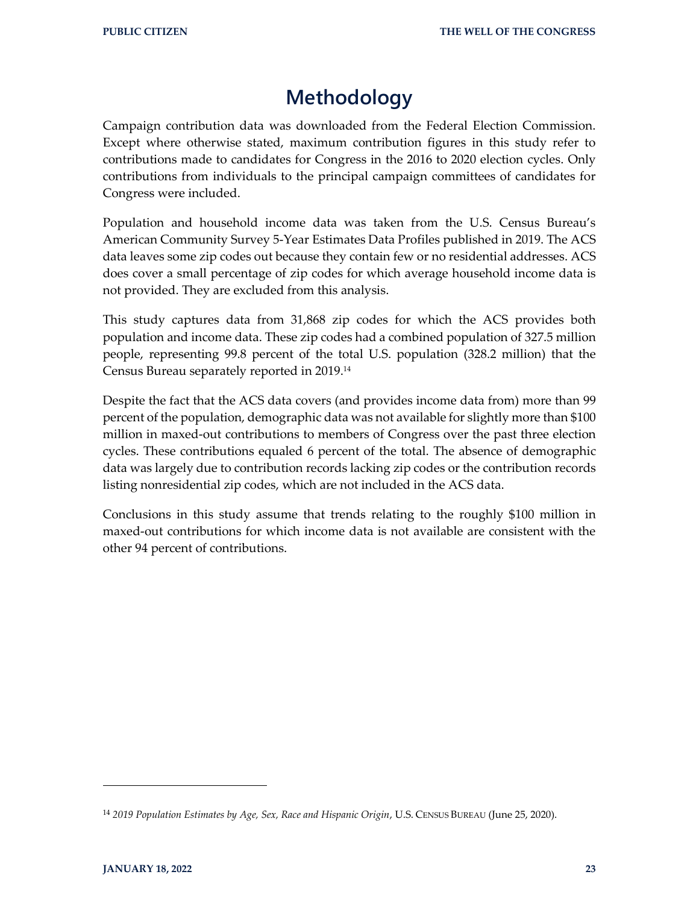# Methodology

Campaign contribution data was downloaded from the Federal Election Commission. Except where otherwise stated, maximum contribution figures in this study refer to contributions made to candidates for Congress in the 2016 to 2020 election cycles. Only contributions from individuals to the principal campaign committees of candidates for Congress were included.

Population and household income data was taken from the U.S. Census Bureau's American Community Survey 5-Year Estimates Data Profiles published in 2019. The ACS data leaves some zip codes out because they contain few or no residential addresses. ACS does cover a small percentage of zip codes for which average household income data is not provided. They are excluded from this analysis.

This study captures data from 31,868 zip codes for which the ACS provides both population and income data. These zip codes had a combined population of 327.5 million people, representing 99.8 percent of the total U.S. population (328.2 million) that the Census Bureau separately reported in 2019.[14]

Despite the fact that the ACS data covers (and provides income data from) more than 99 percent of the population, demographic data was not available for slightly more than $100 million in maxed-out contributions to members of Congress over the past three election cycles. These contributions equaled 6 percent of the total. The absence of demographic data was largely due to contribution records lacking zip codes or the contribution records listing nonresidential zip codes, which are not included in the ACS data.

Conclusions in this study assume that trends relating to the roughly $100 million in maxed-out contributions for which income data is not available are consistent with the other 94 percent of contributions.

---

[14] *2019 Population Estimates by Age, Sex, Race and Hispanic Origin*, U.S. CENSUS BUREAU (June 25, 2020).